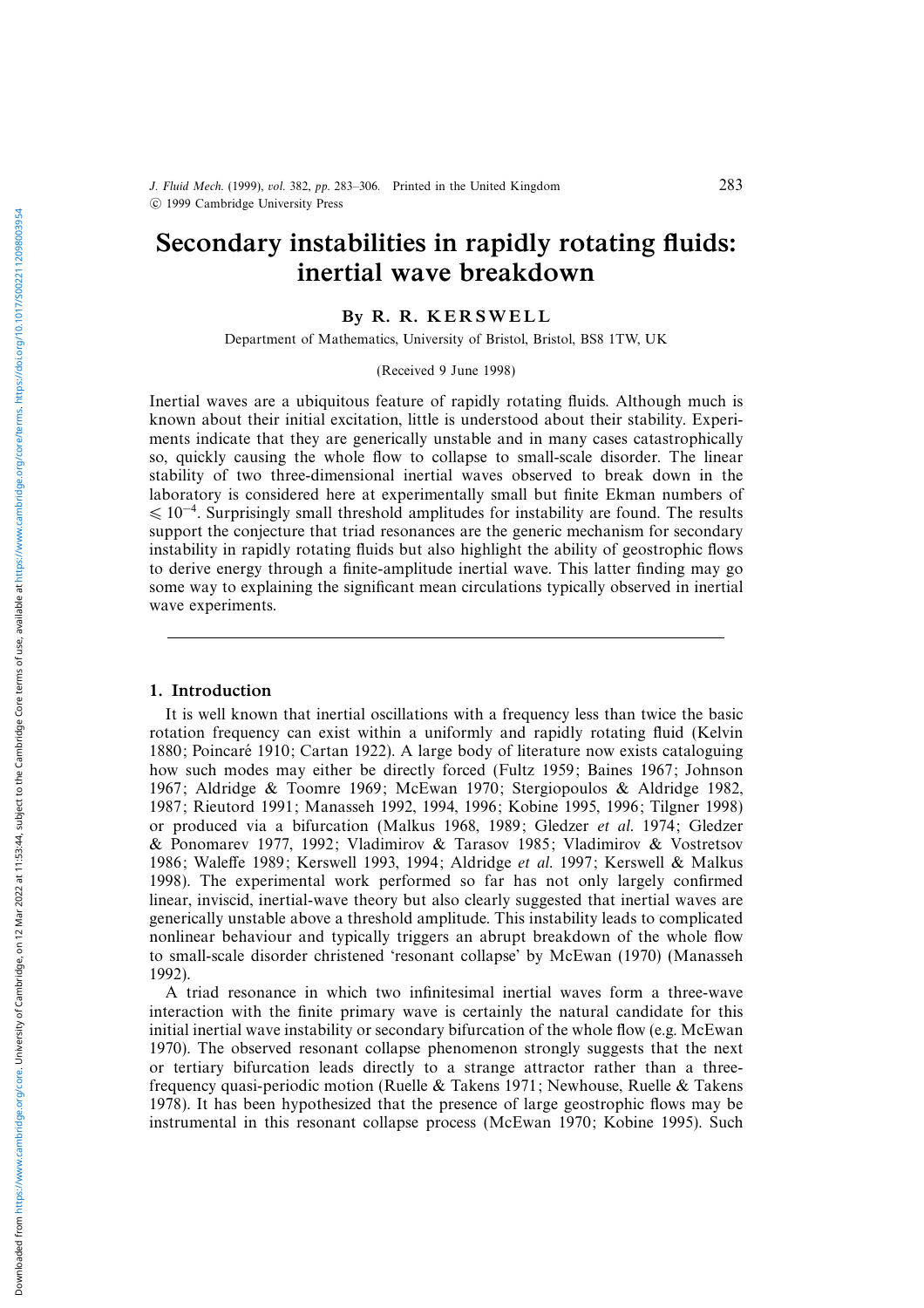# Secondary instabilities in rapidly rotating fluids: inertial wave breakdown

By R. R. KERSWELL

Department of Mathematics, University of Bristol, Bristol, BS8 1TW, UK

(Received 9 June 1998)

Inertial waves are a ubiquitous feature of rapidly rotating fluids. Although much is known about their initial excitation, little is understood about their stability. Experiments indicate that they are generically unstable and in many cases catastrophically so, quickly causing the whole flow to collapse to small-scale disorder. The linear stability of two three-dimensional inertial waves observed to break down in the laboratory is considered here at experimentally small but finite Ekman numbers of $\leqslant 10^{-4}$. Surprisingly small threshold amplitudes for instability are found. The results support the conjecture that triad resonances are the generic mechanism for secondary instability in rapidly rotating fluids but also highlight the ability of geostrophic flows to derive energy through a finite-amplitude inertial wave. This latter finding may go some way to explaining the significant mean circulations typically observed in inertial wave experiments.

## 1. Introduction

It is well known that inertial oscillations with a frequency less than twice the basic rotation frequency can exist within a uniformly and rapidly rotating fluid (Kelvin 1880; Poincaré 1910; Cartan 1922). A large body of literature now exists cataloguing how such modes may either be directly forced (Fultz 1959; Baines 1967; Johnson 1967; Aldridge & Toomre 1969; McEwan 1970; Stergiopoulos & Aldridge 1982, 1987; Rieutord 1991; Manasseh 1992, 1994, 1996; Kobine 1995, 1996; Tilgner 1998) or produced via a bifurcation (Malkus 1968, 1989; Gledzer *et al.* 1974; Gledzer & Ponomarev 1977, 1992; Vladimirov & Tarasov 1985; Vladimirov & Vostretsov 1986; Waleffe 1989; Kerswell 1993, 1994; Aldridge *et al.* 1997; Kerswell & Malkus 1998). The experimental work performed so far has not only largely confirmed linear, inviscid, inertial-wave theory but also clearly suggested that inertial waves are generically unstable above a threshold amplitude. This instability leads to complicated nonlinear behaviour and typically triggers an abrupt breakdown of the whole flow to small-scale disorder christened 'resonant collapse' by McEwan (1970) (Manasseh 1992).

A triad resonance in which two infinitesimal inertial waves form a three-wave interaction with the finite primary wave is certainly the natural candidate for this initial inertial wave instability or secondary bifurcation of the whole flow (e.g. McEwan 1970). The observed resonant collapse phenomenon strongly suggests that the next or tertiary bifurcation leads directly to a strange attractor rather than a three-frequency quasi-periodic motion (Ruelle & Takens 1971; Newhouse, Ruelle & Takens 1978). It has been hypothesized that the presence of large geostrophic flows may be instrumental in this resonant collapse process (McEwan 1970; Kobine 1995). Such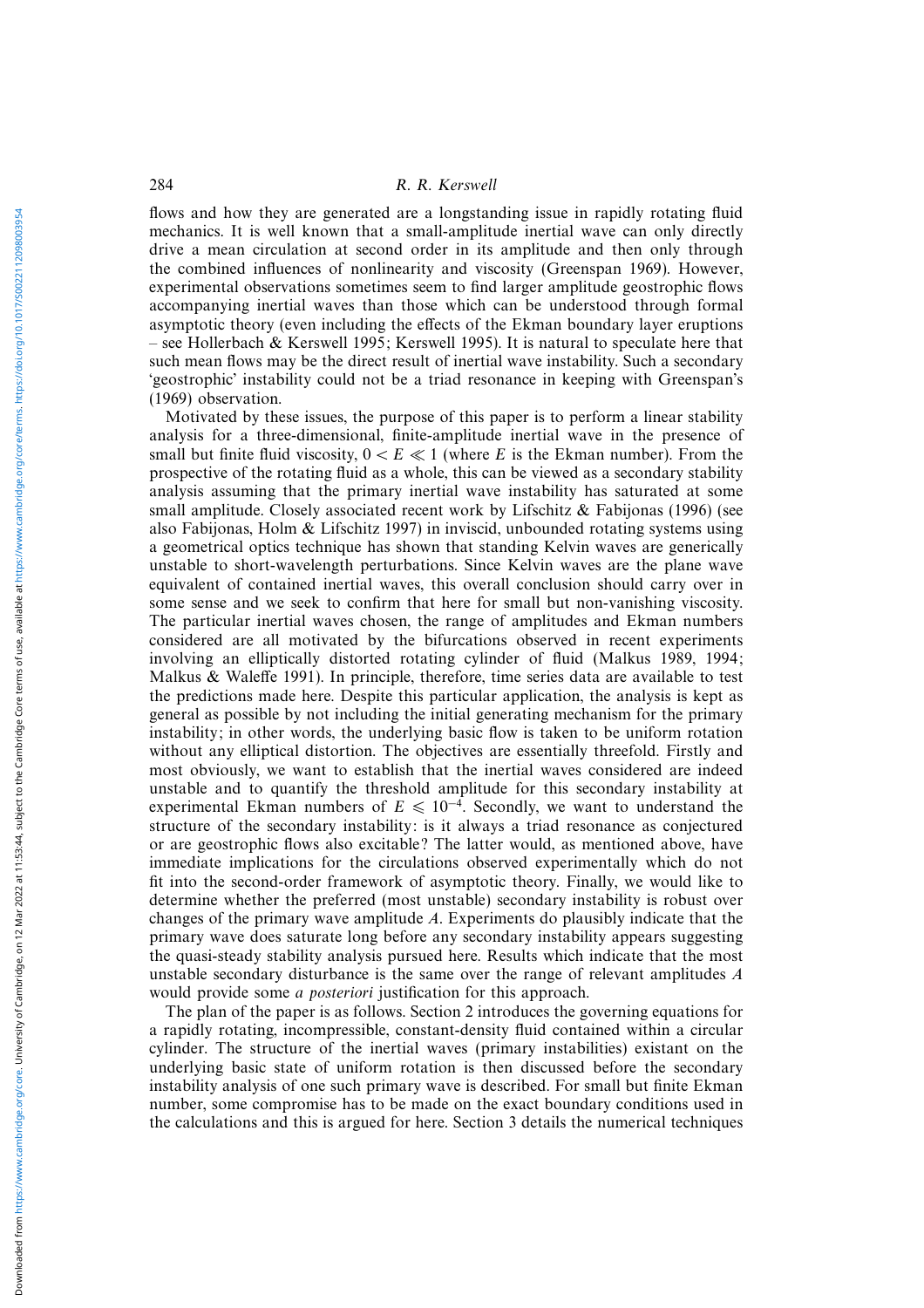flows and how they are generated are a longstanding issue in rapidly rotating fluid mechanics. It is well known that a small-amplitude inertial wave can only directly drive a mean circulation at second order in its amplitude and then only through the combined influences of nonlinearity and viscosity (Greenspan 1969). However, experimental observations sometimes seem to find larger amplitude geostrophic flows accompanying inertial waves than those which can be understood through formal asymptotic theory (even including the effects of the Ekman boundary layer eruptions – see Hollerbach & Kerswell 1995; Kerswell 1995). It is natural to speculate here that such mean flows may be the direct result of inertial wave instability. Such a secondary 'geostrophic' instability could not be a triad resonance in keeping with Greenspan's (1969) observation.

Motivated by these issues, the purpose of this paper is to perform a linear stability analysis for a three-dimensional, finite-amplitude inertial wave in the presence of small but finite fluid viscosity, $0 < E \ll 1$ (where $E$ is the Ekman number). From the prospective of the rotating fluid as a whole, this can be viewed as a secondary stability analysis assuming that the primary inertial wave instability has saturated at some small amplitude. Closely associated recent work by Lifschitz & Fabijonas (1996) (see also Fabijonas, Holm & Lifschitz 1997) in inviscid, unbounded rotating systems using a geometrical optics technique has shown that standing Kelvin waves are generically unstable to short-wavelength perturbations. Since Kelvin waves are the plane wave equivalent of contained inertial waves, this overall conclusion should carry over in some sense and we seek to confirm that here for small but non-vanishing viscosity. The particular inertial waves chosen, the range of amplitudes and Ekman numbers considered are all motivated by the bifurcations observed in recent experiments involving an elliptically distorted rotating cylinder of fluid (Malkus 1989, 1994; Malkus & Waleffe 1991). In principle, therefore, time series data are available to test the predictions made here. Despite this particular application, the analysis is kept as general as possible by not including the initial generating mechanism for the primary instability; in other words, the underlying basic flow is taken to be uniform rotation without any elliptical distortion. The objectives are essentially threefold. Firstly and most obviously, we want to establish that the inertial waves considered are indeed unstable and to quantify the threshold amplitude for this secondary instability at experimental Ekman numbers of $E \leqslant 10^{-4}$. Secondly, we want to understand the structure of the secondary instability: is it always a triad resonance as conjectured or are geostrophic flows also excitable? The latter would, as mentioned above, have immediate implications for the circulations observed experimentally which do not fit into the second-order framework of asymptotic theory. Finally, we would like to determine whether the preferred (most unstable) secondary instability is robust over changes of the primary wave amplitude $A$. Experiments do plausibly indicate that the primary wave does saturate long before any secondary instability appears suggesting the quasi-steady stability analysis pursued here. Results which indicate that the most unstable secondary disturbance is the same over the range of relevant amplitudes $A$ would provide some *a posteriori* justification for this approach.

The plan of the paper is as follows. Section 2 introduces the governing equations for a rapidly rotating, incompressible, constant-density fluid contained within a circular cylinder. The structure of the inertial waves (primary instabilities) existant on the underlying basic state of uniform rotation is then discussed before the secondary instability analysis of one such primary wave is described. For small but finite Ekman number, some compromise has to be made on the exact boundary conditions used in the calculations and this is argued for here. Section 3 details the numerical techniques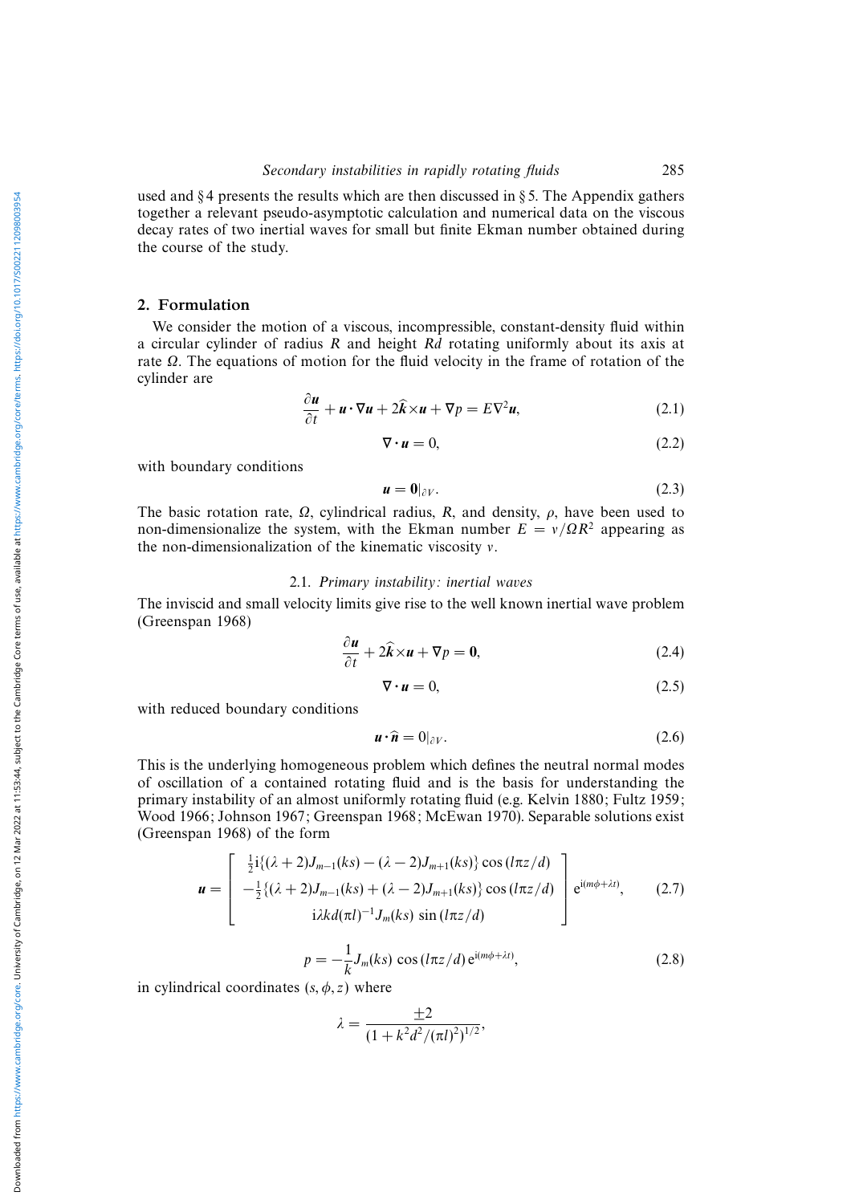used and § 4 presents the results which are then discussed in § 5. The Appendix gathers together a relevant pseudo-asymptotic calculation and numerical data on the viscous decay rates of two inertial waves for small but finite Ekman number obtained during the course of the study.

## 2. Formulation

We consider the motion of a viscous, incompressible, constant-density fluid within a circular cylinder of radius $R$ and height $Rd$ rotating uniformly about its axis at rate $\Omega$. The equations of motion for the fluid velocity in the frame of rotation of the cylinder are

$$\frac{\partial \boldsymbol{u}}{\partial t} + \boldsymbol{u}\cdot\nabla\boldsymbol{u} + 2\widehat{\boldsymbol{k}}\times\boldsymbol{u} + \nabla p = E\nabla^2\boldsymbol{u}, \tag{2.1}$$

$$\nabla\cdot\boldsymbol{u} = 0, \tag{2.2}$$

with boundary conditions

$$\boldsymbol{u} = \boldsymbol{0}|_{\partial V}. \tag{2.3}$$

The basic rotation rate, $\Omega$, cylindrical radius, $R$, and density, $\rho$, have been used to non-dimensionalize the system, with the Ekman number $E = \nu/\Omega R^2$ appearing as the non-dimensionalization of the kinematic viscosity $\nu$.

### 2.1. *Primary instability: inertial waves*

The inviscid and small velocity limits give rise to the well known inertial wave problem (Greenspan 1968)

$$\frac{\partial \boldsymbol{u}}{\partial t} + 2\widehat{\boldsymbol{k}}\times\boldsymbol{u} + \nabla p = \boldsymbol{0}, \tag{2.4}$$

$$\nabla\cdot\boldsymbol{u} = 0, \tag{2.5}$$

with reduced boundary conditions

$$\boldsymbol{u}\cdot\widehat{\boldsymbol{n}} = 0|_{\partial V}. \tag{2.6}$$

This is the underlying homogeneous problem which defines the neutral normal modes of oscillation of a contained rotating fluid and is the basis for understanding the primary instability of an almost uniformly rotating fluid (e.g. Kelvin 1880; Fultz 1959; Wood 1966; Johnson 1967; Greenspan 1968; McEwan 1970). Separable solutions exist (Greenspan 1968) of the form

$$\boldsymbol{u} = \begin{bmatrix} \tfrac{1}{2}\mathrm{i}\{(\lambda+2)J_{m-1}(ks) - (\lambda-2)J_{m+1}(ks)\}\cos(l\pi z/d) \\ -\tfrac{1}{2}\{(\lambda+2)J_{m-1}(ks) + (\lambda-2)J_{m+1}(ks)\}\cos(l\pi z/d) \\ \mathrm{i}\lambda kd(\pi l)^{-1}J_m(ks)\sin(l\pi z/d) \end{bmatrix} \mathrm{e}^{\mathrm{i}(m\phi+\lambda t)}, \tag{2.7}$$

$$p = -\frac{1}{k}J_m(ks)\cos(l\pi z/d)\,\mathrm{e}^{\mathrm{i}(m\phi+\lambda t)}, \tag{2.8}$$

in cylindrical coordinates $(s, \phi, z)$ where

$$\lambda = \frac{\pm 2}{(1 + k^2 d^2/(\pi l)^2)^{1/2}},$$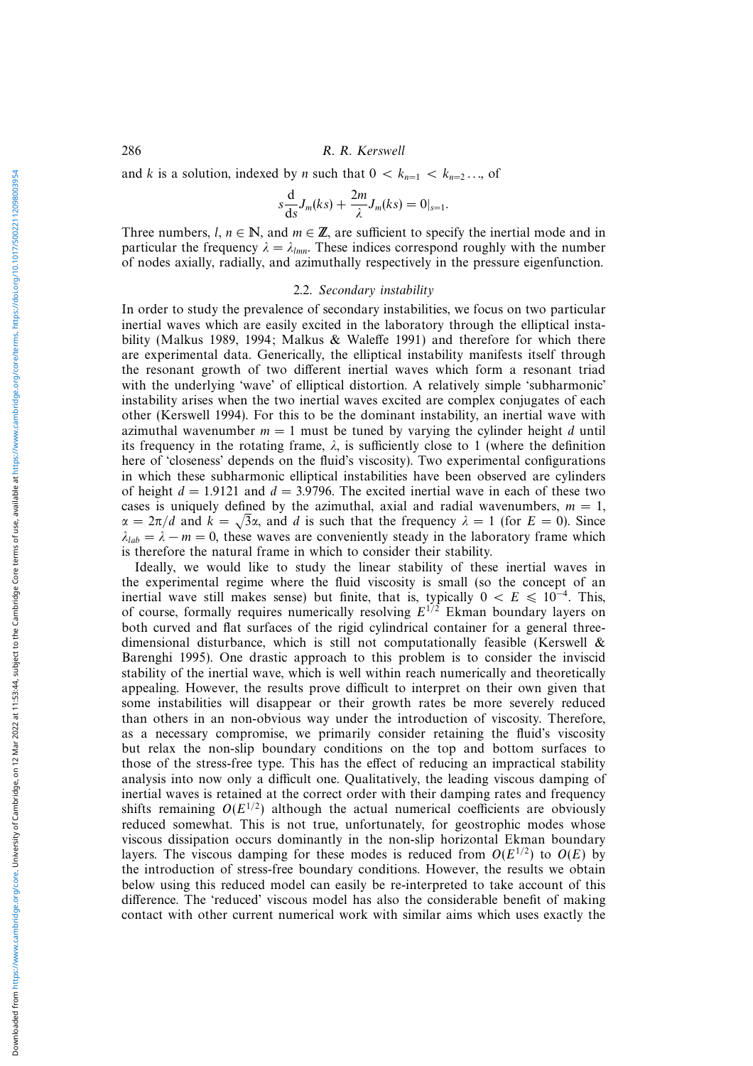and $k$ is a solution, indexed by $n$ such that $0 < k_{n=1} < k_{n=2} \ldots$, of

$$s\frac{\mathrm{d}}{\mathrm{d}s}J_m(ks) + \frac{2m}{\lambda}J_m(ks) = 0|_{s=1}.$$

Three numbers, $l$, $n \in \mathbb{N}$, and $m \in \mathbb{Z}$, are sufficient to specify the inertial mode and in particular the frequency $\lambda = \lambda_{lmn}$. These indices correspond roughly with the number of nodes axially, radially, and azimuthally respectively in the pressure eigenfunction.

### 2.2. *Secondary instability*

In order to study the prevalence of secondary instabilities, we focus on two particular inertial waves which are easily excited in the laboratory through the elliptical instability (Malkus 1989, 1994; Malkus & Waleffe 1991) and therefore for which there are experimental data. Generically, the elliptical instability manifests itself through the resonant growth of two different inertial waves which form a resonant triad with the underlying 'wave' of elliptical distortion. A relatively simple 'subharmonic' instability arises when the two inertial waves excited are complex conjugates of each other (Kerswell 1994). For this to be the dominant instability, an inertial wave with azimuthal wavenumber $m = 1$ must be tuned by varying the cylinder height $d$ until its frequency in the rotating frame, $\lambda$, is sufficiently close to 1 (where the definition here of 'closeness' depends on the fluid's viscosity). Two experimental configurations in which these subharmonic elliptical instabilities have been observed are cylinders of height $d = 1.9121$ and $d = 3.9796$. The excited inertial wave in each of these two cases is uniquely defined by the azimuthal, axial and radial wavenumbers, $m = 1$, $\alpha = 2\pi/d$ and $k = \sqrt{3}\alpha$, and $d$ is such that the frequency $\lambda = 1$ (for $E = 0$). Since $\lambda_{lab} = \lambda - m = 0$, these waves are conveniently steady in the laboratory frame which is therefore the natural frame in which to consider their stability.

Ideally, we would like to study the linear stability of these inertial waves in the experimental regime where the fluid viscosity is small (so the concept of an inertial wave still makes sense) but finite, that is, typically $0 < E \leqslant 10^{-4}$. This, of course, formally requires numerically resolving $E^{1/2}$ Ekman boundary layers on both curved and flat surfaces of the rigid cylindrical container for a general three-dimensional disturbance, which is still not computationally feasible (Kerswell & Barenghi 1995). One drastic approach to this problem is to consider the inviscid stability of the inertial wave, which is well within reach numerically and theoretically appealing. However, the results prove difficult to interpret on their own given that some instabilities will disappear or their growth rates be more severely reduced than others in an non-obvious way under the introduction of viscosity. Therefore, as a necessary compromise, we primarily consider retaining the fluid's viscosity but relax the non-slip boundary conditions on the top and bottom surfaces to those of the stress-free type. This has the effect of reducing an impractical stability analysis into now only a difficult one. Qualitatively, the leading viscous damping of inertial waves is retained at the correct order with their damping rates and frequency shifts remaining $O(E^{1/2})$ although the actual numerical coefficients are obviously reduced somewhat. This is not true, unfortunately, for geostrophic modes whose viscous dissipation occurs dominantly in the non-slip horizontal Ekman boundary layers. The viscous damping for these modes is reduced from $O(E^{1/2})$ to $O(E)$ by the introduction of stress-free boundary conditions. However, the results we obtain below using this reduced model can easily be re-interpreted to take account of this difference. The 'reduced' viscous model has also the considerable benefit of making contact with other current numerical work with similar aims which uses exactly the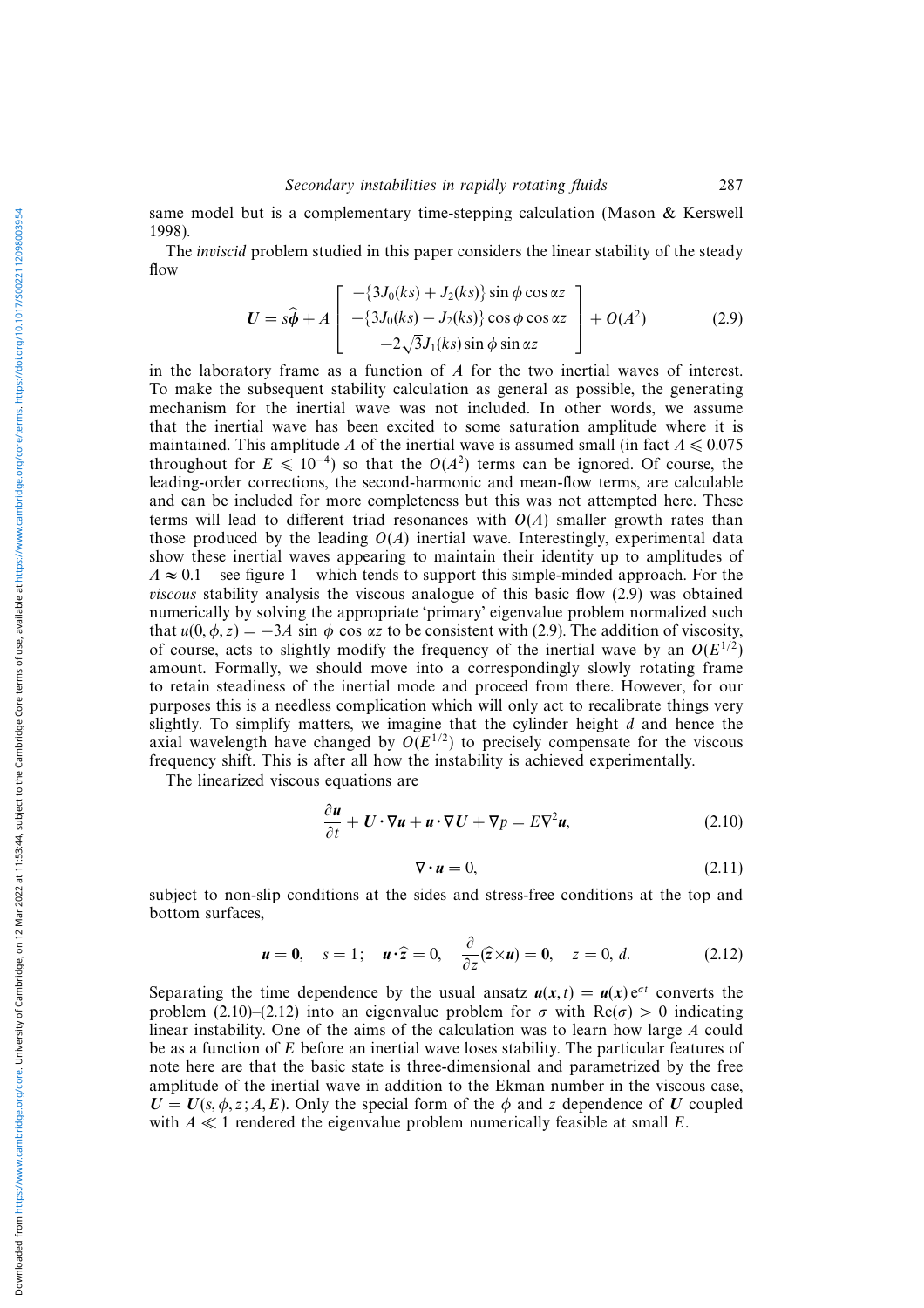same model but is a complementary time-stepping calculation (Mason & Kerswell 1998).

The *inviscid* problem studied in this paper considers the linear stability of the steady flow

$$\boldsymbol{U} = s\hat{\boldsymbol{\phi}} + A \begin{bmatrix} -\{3J_0(ks) + J_2(ks)\}\sin\phi\cos\alpha z \\ -\{3J_0(ks) - J_2(ks)\}\cos\phi\cos\alpha z \\ -2\sqrt{3}J_1(ks)\sin\phi\sin\alpha z \end{bmatrix} + O(A^2) \tag{2.9}$$

in the laboratory frame as a function of $A$ for the two inertial waves of interest. To make the subsequent stability calculation as general as possible, the generating mechanism for the inertial wave was not included. In other words, we assume that the inertial wave has been excited to some saturation amplitude where it is maintained. This amplitude $A$ of the inertial wave is assumed small (in fact $A \leqslant 0.075$ throughout for $E \leqslant 10^{-4}$) so that the $O(A^2)$ terms can be ignored. Of course, the leading-order corrections, the second-harmonic and mean-flow terms, are calculable and can be included for more completeness but this was not attempted here. These terms will lead to different triad resonances with $O(A)$ smaller growth rates than those produced by the leading $O(A)$ inertial wave. Interestingly, experimental data show these inertial waves appearing to maintain their identity up to amplitudes of $A \approx 0.1$ – see figure 1 – which tends to support this simple-minded approach. For the *viscous* stability analysis the viscous analogue of this basic flow (2.9) was obtained numerically by solving the appropriate 'primary' eigenvalue problem normalized such that $u(0, \phi, z) = -3A \sin\phi \cos\alpha z$ to be consistent with (2.9). The addition of viscosity, of course, acts to slightly modify the frequency of the inertial wave by an $O(E^{1/2})$ amount. Formally, we should move into a correspondingly slowly rotating frame to retain steadiness of the inertial mode and proceed from there. However, for our purposes this is a needless complication which will only act to recalibrate things very slightly. To simplify matters, we imagine that the cylinder height $d$ and hence the axial wavelength have changed by $O(E^{1/2})$ to precisely compensate for the viscous frequency shift. This is after all how the instability is achieved experimentally.

The linearized viscous equations are

$$\frac{\partial \boldsymbol{u}}{\partial t} + \boldsymbol{U}\cdot\nabla\boldsymbol{u} + \boldsymbol{u}\cdot\nabla\boldsymbol{U} + \nabla p = E\nabla^2\boldsymbol{u}, \tag{2.10}$$

$$\nabla\cdot\boldsymbol{u} = 0, \tag{2.11}$$

subject to non-slip conditions at the sides and stress-free conditions at the top and bottom surfaces,

$$\boldsymbol{u} = \boldsymbol{0}, \quad s = 1; \quad \boldsymbol{u}\cdot\hat{\boldsymbol{z}} = 0, \quad \frac{\partial}{\partial z}(\hat{\boldsymbol{z}}\times\boldsymbol{u}) = \boldsymbol{0}, \quad z = 0, d. \tag{2.12}$$

Separating the time dependence by the usual ansatz $\boldsymbol{u}(\boldsymbol{x}, t) = \boldsymbol{u}(\boldsymbol{x})\,\mathrm{e}^{\sigma t}$ converts the problem (2.10)–(2.12) into an eigenvalue problem for $\sigma$ with $\mathrm{Re}(\sigma) > 0$ indicating linear instability. One of the aims of the calculation was to learn how large $A$ could be as a function of $E$ before an inertial wave loses stability. The particular features of note here are that the basic state is three-dimensional and parametrized by the free amplitude of the inertial wave in addition to the Ekman number in the viscous case, $\boldsymbol{U} = \boldsymbol{U}(s, \phi, z; A, E)$. Only the special form of the $\phi$ and $z$ dependence of $\boldsymbol{U}$ coupled with $A \ll 1$ rendered the eigenvalue problem numerically feasible at small $E$.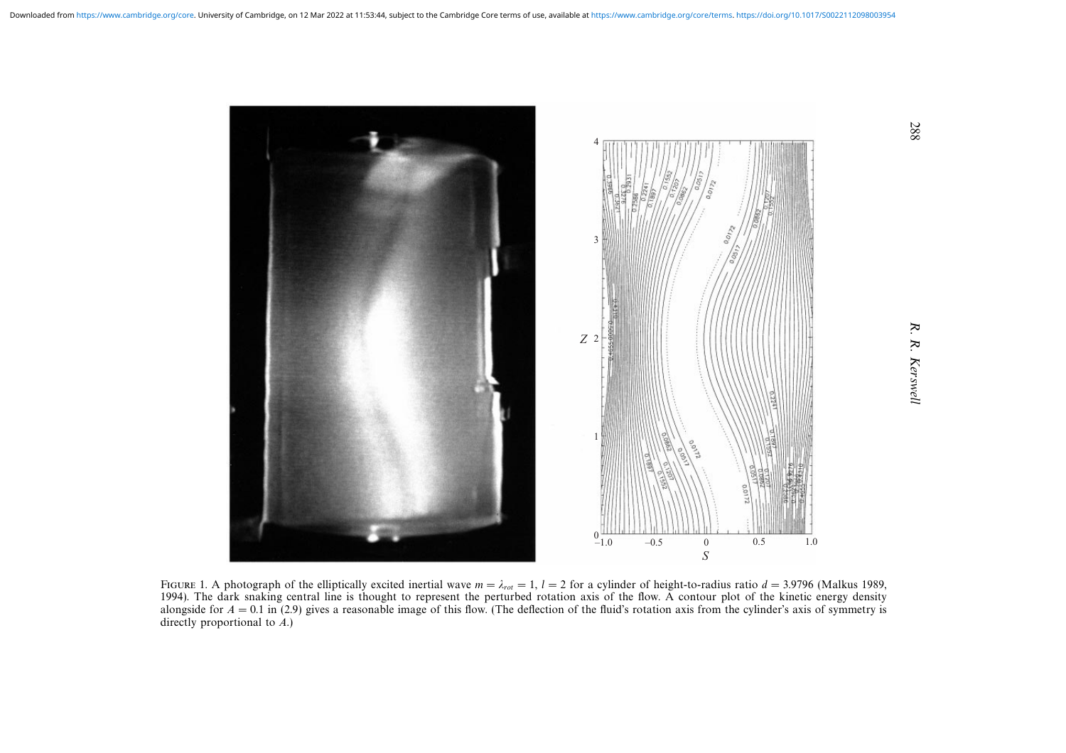FIGURE 1. A photograph of the elliptically excited inertial wave $m = \lambda_{rot} = 1$, $l = 2$ for a cylinder of height-to-radius ratio $d = 3.9796$ (Malkus 1989, 1994). The dark snaking central line is thought to represent the perturbed rotation axis of the flow. A contour plot of the kinetic energy density alongside for $A = 0.1$ in (2.9) gives a reasonable image of this flow. (The deflection of the fluid's rotation axis from the cylinder's axis of symmetry is directly proportional to $A$.)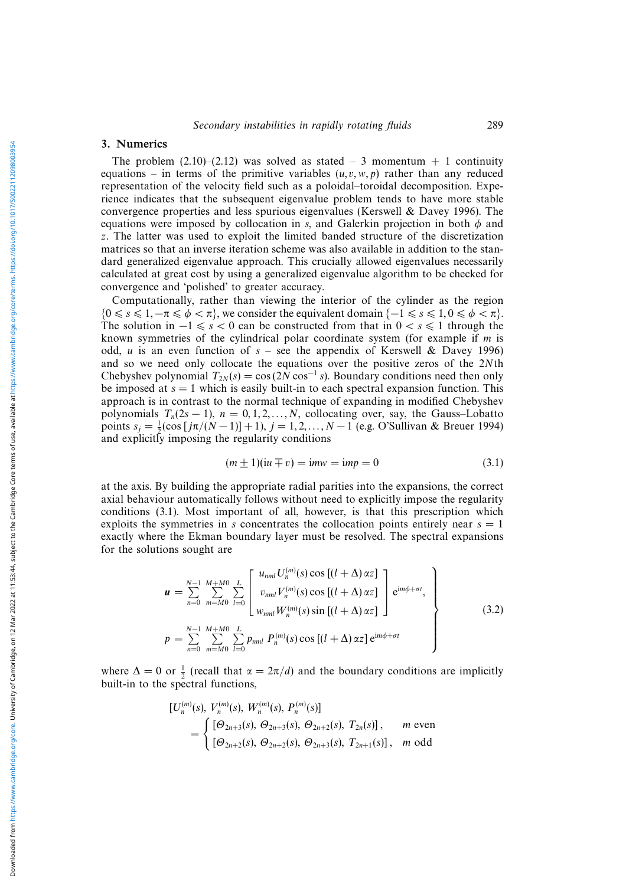## 3. Numerics

The problem (2.10)–(2.12) was solved as stated – 3 momentum + 1 continuity equations – in terms of the primitive variables $(u, v, w, p)$ rather than any reduced representation of the velocity field such as a poloidal–toroidal decomposition. Experience indicates that the subsequent eigenvalue problem tends to have more stable convergence properties and less spurious eigenvalues (Kerswell & Davey 1996). The equations were imposed by collocation in $s$, and Galerkin projection in both $\phi$ and $z$. The latter was used to exploit the limited banded structure of the discretization matrices so that an inverse iteration scheme was also available in addition to the standard generalized eigenvalue approach. This crucially allowed eigenvalues necessarily calculated at great cost by using a generalized eigenvalue algorithm to be checked for convergence and 'polished' to greater accuracy.

Computationally, rather than viewing the interior of the cylinder as the region $\{0 \leqslant s \leqslant 1, -\pi \leqslant \phi < \pi\}$, we consider the equivalent domain $\{-1 \leqslant s \leqslant 1, 0 \leqslant \phi < \pi\}$. The solution in $-1 \leqslant s < 0$ can be constructed from that in $0 < s \leqslant 1$ through the known symmetries of the cylindrical polar coordinate system (for example if $m$ is odd, $u$ is an even function of $s$ – see the appendix of Kerswell & Davey 1996) and so we need only collocate the equations over the positive zeros of the $2N$th Chebyshev polynomial $T_{2N}(s) = \cos(2N \cos^{-1} s)$. Boundary conditions need then only be imposed at $s = 1$ which is easily built-in to each spectral expansion function. This approach is in contrast to the normal technique of expanding in modified Chebyshev polynomials $T_n(2s - 1)$, $n = 0, 1, 2, \ldots, N$, collocating over, say, the Gauss–Lobatto points $s_j = \frac{1}{2}(\cos[j\pi/(N-1)] + 1)$, $j = 1, 2, \ldots, N-1$ (e.g. O'Sullivan & Breuer 1994) and explicitly imposing the regularity conditions

$$(m \pm 1)(\mathrm{i}u \mp v) = \mathrm{i}mw = \mathrm{i}mp = 0 \tag{3.1}$$

at the axis. By building the appropriate radial parities into the expansions, the correct axial behaviour automatically follows without need to explicitly impose the regularity conditions (3.1). Most important of all, however, is that this prescription which exploits the symmetries in $s$ concentrates the collocation points entirely near $s = 1$ exactly where the Ekman boundary layer must be resolved. The spectral expansions for the solutions sought are

$$\left.\begin{aligned} \boldsymbol{u} &= \sum_{n=0}^{N-1} \sum_{m=M0}^{M+M0} \sum_{l=0}^{L} \begin{bmatrix} u_{nml} U_n^{(m)}(s) \cos[(l+\Delta)\alpha z] \\ v_{nml} V_n^{(m)}(s) \cos[(l+\Delta)\alpha z] \\ w_{nml} W_n^{(m)}(s) \sin[(l+\Delta)\alpha z] \end{bmatrix} \mathrm{e}^{\mathrm{i}m\phi + \sigma t}, \\ p &= \sum_{n=0}^{N-1} \sum_{m=M0}^{M+M0} \sum_{l=0}^{L} p_{nml}\, P_n^{(m)}(s) \cos[(l+\Delta)\alpha z]\, \mathrm{e}^{\mathrm{i}m\phi + \sigma t} \end{aligned}\right\} \tag{3.2}$$

where $\Delta = 0$ or $\frac{1}{2}$ (recall that $\alpha = 2\pi/d$) and the boundary conditions are implicitly built-in to the spectral functions,

$$\begin{aligned} &[U_n^{(m)}(s),\, V_n^{(m)}(s),\, W_n^{(m)}(s),\, P_n^{(m)}(s)] \\ &\quad = \begin{cases} [\Theta_{2n+3}(s),\, \Theta_{2n+3}(s),\, \Theta_{2n+2}(s),\, T_{2n}(s)], & m \text{ even} \\ [\Theta_{2n+2}(s),\, \Theta_{2n+2}(s),\, \Theta_{2n+3}(s),\, T_{2n+1}(s)], & m \text{ odd} \end{cases} \end{aligned}$$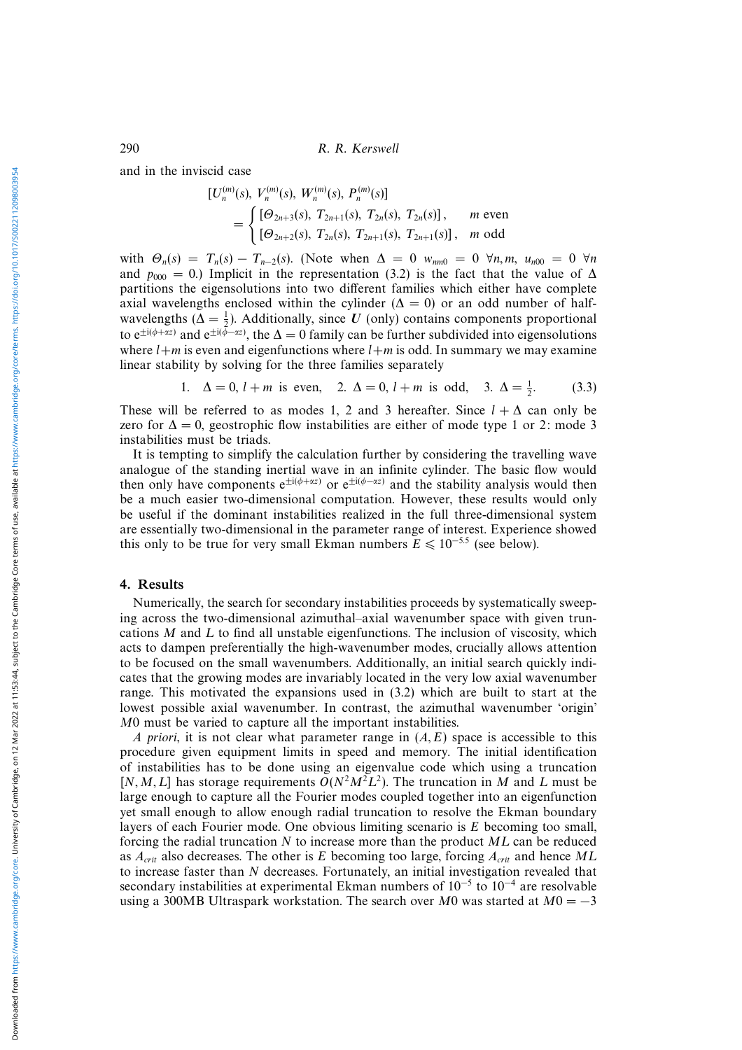and in the inviscid case

$$[U_n^{(m)}(s),\ V_n^{(m)}(s),\ W_n^{(m)}(s),\ P_n^{(m)}(s)] = \begin{cases} [\Theta_{2n+3}(s),\ T_{2n+1}(s),\ T_{2n}(s),\ T_{2n}(s)], & m \text{ even} \\ [\Theta_{2n+2}(s),\ T_{2n}(s),\ T_{2n+1}(s),\ T_{2n+1}(s)], & m \text{ odd} \end{cases}$$

with $\Theta_n(s) = T_n(s) - T_{n-2}(s)$. (Note when $\Delta = 0$ $w_{nm0} = 0$ $\forall n, m$, $u_{n00} = 0$ $\forall n$ and $p_{000} = 0$.) Implicit in the representation (3.2) is the fact that the value of $\Delta$ partitions the eigensolutions into two different families which either have complete axial wavelengths enclosed within the cylinder ($\Delta = 0$) or an odd number of half-wavelengths ($\Delta = \frac{1}{2}$). Additionally, since $\boldsymbol{U}$ (only) contains components proportional to $e^{\pm i(\phi+\alpha z)}$ and $e^{\pm i(\phi-\alpha z)}$, the $\Delta = 0$ family can be further subdivided into eigensolutions where $l+m$ is even and eigenfunctions where $l+m$ is odd. In summary we may examine linear stability by solving for the three families separately

$$1.\quad \Delta = 0,\ l+m \text{ is even},\quad 2.\ \Delta = 0,\ l+m \text{ is odd},\quad 3.\ \Delta = \tfrac{1}{2}. \tag{3.3}$$

These will be referred to as modes 1, 2 and 3 hereafter. Since $l + \Delta$ can only be zero for $\Delta = 0$, geostrophic flow instabilities are either of mode type 1 or 2: mode 3 instabilities must be triads.

It is tempting to simplify the calculation further by considering the travelling wave analogue of the standing inertial wave in an infinite cylinder. The basic flow would then only have components $e^{\pm i(\phi+\alpha z)}$ or $e^{\pm i(\phi-\alpha z)}$ and the stability analysis would then be a much easier two-dimensional computation. However, these results would only be useful if the dominant instabilities realized in the full three-dimensional system are essentially two-dimensional in the parameter range of interest. Experience showed this only to be true for very small Ekman numbers $E \leqslant 10^{-5.5}$ (see below).

## 4. Results

Numerically, the search for secondary instabilities proceeds by systematically sweeping across the two-dimensional azimuthal–axial wavenumber space with given truncations $M$ and $L$ to find all unstable eigenfunctions. The inclusion of viscosity, which acts to dampen preferentially the high-wavenumber modes, crucially allows attention to be focused on the small wavenumbers. Additionally, an initial search quickly indicates that the growing modes are invariably located in the very low axial wavenumber range. This motivated the expansions used in (3.2) which are built to start at the lowest possible axial wavenumber. In contrast, the azimuthal wavenumber 'origin' $M0$ must be varied to capture all the important instabilities.

*A priori*, it is not clear what parameter range in $(A, E)$ space is accessible to this procedure given equipment limits in speed and memory. The initial identification of instabilities has to be done using an eigenvalue code which using a truncation $[N, M, L]$ has storage requirements $O(N^2M^2L^2)$. The truncation in $M$ and $L$ must be large enough to capture all the Fourier modes coupled together into an eigenfunction yet small enough to allow enough radial truncation to resolve the Ekman boundary layers of each Fourier mode. One obvious limiting scenario is $E$ becoming too small, forcing the radial truncation $N$ to increase more than the product $ML$ can be reduced as $A_{crit}$ also decreases. The other is $E$ becoming too large, forcing $A_{crit}$ and hence $ML$ to increase faster than $N$ decreases. Fortunately, an initial investigation revealed that secondary instabilities at experimental Ekman numbers of $10^{-5}$ to $10^{-4}$ are resolvable using a 300MB Ultraspark workstation. The search over $M0$ was started at $M0 = -3$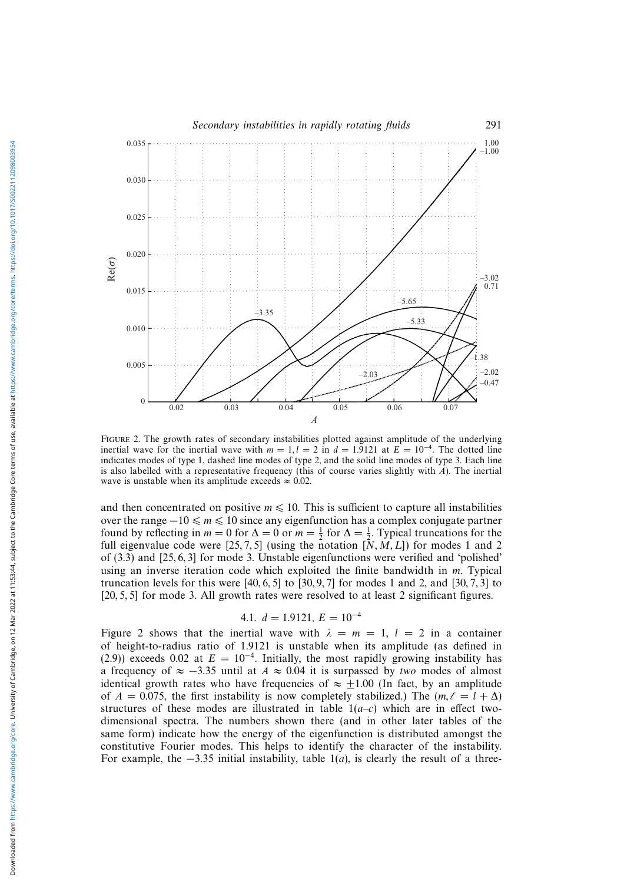FIGURE 2. The growth rates of secondary instabilities plotted against amplitude of the underlying inertial wave for the inertial wave with $m = 1, l = 2$ in $d = 1.9121$ at $E = 10^{-4}$. The dotted line indicates modes of type 1, dashed line modes of type 2, and the solid line modes of type 3. Each line is also labelled with a representative frequency (this of course varies slightly with $A$). The inertial wave is unstable when its amplitude exceeds $\approx 0.02$.

and then concentrated on positive $m \leqslant 10$. This is sufficient to capture all instabilities over the range $-10 \leqslant m \leqslant 10$ since any eigenfunction has a complex conjugate partner found by reflecting in $m = 0$ for $\Delta = 0$ or $m = \frac{1}{2}$ for $\Delta = \frac{1}{2}$. Typical truncations for the full eigenvalue code were [25, 7, 5] (using the notation $[N, M, L]$) for modes 1 and 2 of (3.3) and [25, 6, 3] for mode 3. Unstable eigenfunctions were verified and 'polished' using an inverse iteration code which exploited the finite bandwidth in $m$. Typical truncation levels for this were [40, 6, 5] to [30, 9, 7] for modes 1 and 2, and [30, 7, 3] to [20, 5, 5] for mode 3. All growth rates were resolved to at least 2 significant figures.

### 4.1. $d = 1.9121$, $E = 10^{-4}$

Figure 2 shows that the inertial wave with $\lambda = m = 1$, $l = 2$ in a container of height-to-radius ratio of 1.9121 is unstable when its amplitude (as defined in (2.9)) exceeds 0.02 at $E = 10^{-4}$. Initially, the most rapidly growing instability has a frequency of $\approx -3.35$ until at $A \approx 0.04$ it is surpassed by *two* modes of almost identical growth rates who have frequencies of $\approx \pm 1.00$ (In fact, by an amplitude of $A = 0.075$, the first instability is now completely stabilized.) The $(m, \ell = l + \Delta)$ structures of these modes are illustrated in table 1(*a*–*c*) which are in effect two-dimensional spectra. The numbers shown there (and in other later tables of the same form) indicate how the energy of the eigenfunction is distributed amongst the constitutive Fourier modes. This helps to identify the character of the instability. For example, the $-3.35$ initial instability, table 1(*a*), is clearly the result of a three-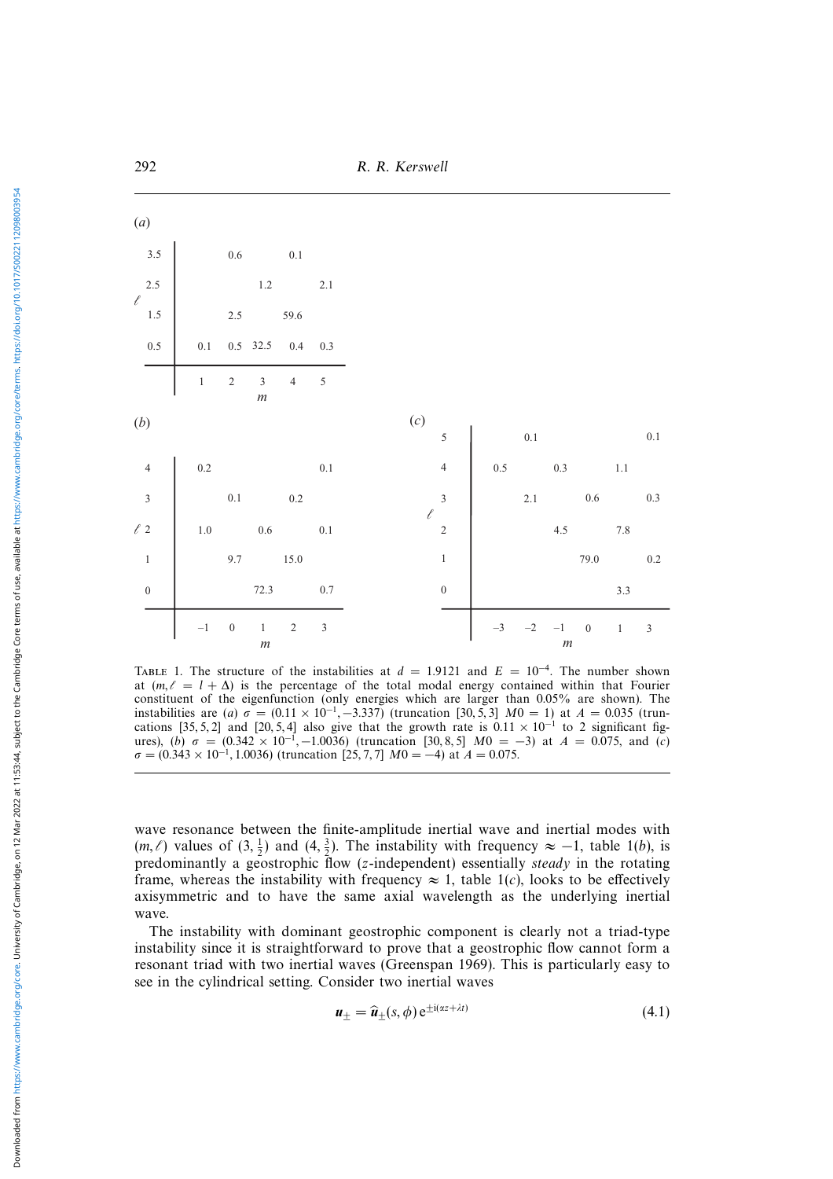(a)

| $\ell$ \ $m$ | 1 | 2 | 3 | 4 | 5 |
|---|---|---|---|---|---|
| 3.5 | | 0.6 | | 0.1 | |
| 2.5 | | | 1.2 | | 2.1 |
| 1.5 | | 2.5 | | 59.6 | |
| 0.5 | 0.1 | 0.5 | 32.5 | 0.4 | 0.3 |

(b)

| $\ell$ \ $m$ | −1 | 0 | 1 | 2 | 3 |
|---|---|---|---|---|---|
| 4 | 0.2 | | | | 0.1 |
| 3 | | 0.1 | | 0.2 | |
| 2 | 1.0 | | 0.6 | | 0.1 |
| 1 | | 9.7 | | 15.0 | |
| 0 | | | 72.3 | | 0.7 |

(c)

| $\ell$ \ $m$ | −3 | −2 | −1 | 0 | 1 | 3 |
|---|---|---|---|---|---|---|
| 5 | | 0.1 | | | | 0.1 |
| 4 | 0.5 | | 0.3 | | 1.1 | |
| 3 | | 2.1 | | 0.6 | | 0.3 |
| 2 | | | 4.5 | | 7.8 | |
| 1 | | | | 79.0 | | 0.2 |
| 0 | | | | | 3.3 | |

TABLE 1. The structure of the instabilities at $d = 1.9121$ and $E = 10^{-4}$. The number shown at $(m, \ell = l + \Delta)$ is the percentage of the total modal energy contained within that Fourier constituent of the eigenfunction (only energies which are larger than 0.05% are shown). The instabilities are (*a*) $\sigma = (0.11 \times 10^{-1}, -3.337)$ (truncation $[30, 5, 3]$ $M0 = 1$) at $A = 0.035$ (truncations $[35, 5, 2]$ and $[20, 5, 4]$ also give that the growth rate is $0.11 \times 10^{-1}$ to 2 significant figures), (*b*) $\sigma = (0.342 \times 10^{-1}, -1.0036)$ (truncation $[30, 8, 5]$ $M0 = -3$) at $A = 0.075$, and (*c*) $\sigma = (0.343 \times 10^{-1}, 1.0036)$ (truncation $[25, 7, 7]$ $M0 = -4$) at $A = 0.075$.

wave resonance between the finite-amplitude inertial wave and inertial modes with $(m, \ell)$ values of $(3, \frac{1}{2})$ and $(4, \frac{3}{2})$. The instability with frequency $\approx -1$, table 1(*b*), is predominantly a geostrophic flow ($z$-independent) essentially *steady* in the rotating frame, whereas the instability with frequency $\approx 1$, table 1(*c*), looks to be effectively axisymmetric and to have the same axial wavelength as the underlying inertial wave.

The instability with dominant geostrophic component is clearly not a triad-type instability since it is straightforward to prove that a geostrophic flow cannot form a resonant triad with two inertial waves (Greenspan 1969). This is particularly easy to see in the cylindrical setting. Consider two inertial waves

$$\boldsymbol{u}_{\pm} = \widehat{\boldsymbol{u}}_{\pm}(s, \phi)\, \mathrm{e}^{\pm \mathrm{i}(\alpha z + \lambda t)} \tag{4.1}$$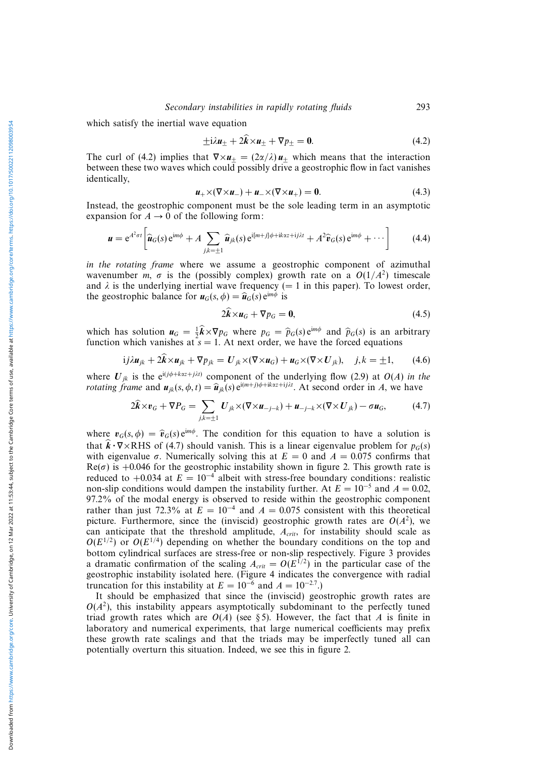which satisfy the inertial wave equation

$$\pm \mathrm{i}\lambda \boldsymbol{u}_{\pm} + 2\widehat{\boldsymbol{k}}\times\boldsymbol{u}_{\pm} + \nabla p_{\pm} = \mathbf{0}. \tag{4.2}$$

The curl of (4.2) implies that $\nabla\times\boldsymbol{u}_{\pm} = (2\alpha/\lambda)\,\boldsymbol{u}_{\pm}$ which means that the interaction between these two waves which could possibly drive a geostrophic flow in fact vanishes identically,

$$\boldsymbol{u}_{+}\times(\nabla\times\boldsymbol{u}_{-}) + \boldsymbol{u}_{-}\times(\nabla\times\boldsymbol{u}_{+}) = \mathbf{0}. \tag{4.3}$$

Instead, the geostrophic component must be the sole leading term in an asymptotic expansion for $A \rightarrow 0$ of the following form:

$$\boldsymbol{u} = \mathrm{e}^{A^2\sigma t}\left[\widehat{\boldsymbol{u}}_G(s)\,\mathrm{e}^{\mathrm{i}m\phi} + A\sum_{j,k=\pm 1}\widehat{\boldsymbol{u}}_{jk}(s)\,\mathrm{e}^{\mathrm{i}[m+j]\phi + \mathrm{i}k\alpha z + \mathrm{i}j\lambda t} + A^2\widehat{\boldsymbol{v}}_G(s)\,\mathrm{e}^{\mathrm{i}m\phi} + \cdots\right] \tag{4.4}$$

*in the rotating frame* where we assume a geostrophic component of azimuthal wavenumber $m$, $\sigma$ is the (possibly complex) growth rate on a $O(1/A^2)$ timescale and $\lambda$ is the underlying inertial wave frequency ($= 1$ in this paper). To lowest order, the geostrophic balance for $\boldsymbol{u}_G(s,\phi) = \widehat{\boldsymbol{u}}_G(s)\,\mathrm{e}^{\mathrm{i}m\phi}$ is

$$2\widehat{\boldsymbol{k}}\times\boldsymbol{u}_G + \nabla p_G = \mathbf{0}, \tag{4.5}$$

which has solution $\boldsymbol{u}_G = \frac{1}{2}\widehat{\boldsymbol{k}}\times\nabla p_G$ where $p_G = \widehat{p}_G(s)\,\mathrm{e}^{\mathrm{i}m\phi}$ and $\widehat{p}_G(s)$ is an arbitrary function which vanishes at $s = 1$. At next order, we have the forced equations

$$\mathrm{i}j\lambda\boldsymbol{u}_{jk} + 2\widehat{\boldsymbol{k}}\times\boldsymbol{u}_{jk} + \nabla p_{jk} = \boldsymbol{U}_{jk}\times(\nabla\times\boldsymbol{u}_G) + \boldsymbol{u}_G\times(\nabla\times\boldsymbol{U}_{jk}), \quad j,k = \pm 1, \tag{4.6}$$

where $\boldsymbol{U}_{jk}$ is the $\mathrm{e}^{\mathrm{i}(j\phi + k\alpha z + j\lambda t)}$ component of the underlying flow (2.9) at $O(A)$ *in the rotating frame* and $\boldsymbol{u}_{jk}(s,\phi,t) = \widehat{\boldsymbol{u}}_{jk}(s)\,\mathrm{e}^{\mathrm{i}(m+j)\phi + \mathrm{i}k\alpha z + \mathrm{i}j\lambda t}$. At second order in $A$, we have

$$2\widehat{\boldsymbol{k}}\times\boldsymbol{v}_G + \nabla P_G = \sum_{j,k=\pm 1}\boldsymbol{U}_{jk}\times(\nabla\times\boldsymbol{u}_{-j-k}) + \boldsymbol{u}_{-j-k}\times(\nabla\times\boldsymbol{U}_{jk}) - \sigma\boldsymbol{u}_G, \tag{4.7}$$

where $\boldsymbol{v}_G(s,\phi) = \widehat{\boldsymbol{v}}_G(s)\,\mathrm{e}^{\mathrm{i}m\phi}$. The condition for this equation to have a solution is that $\widehat{\boldsymbol{k}}\cdot\nabla\times$RHS of (4.7) should vanish. This is a linear eigenvalue problem for $p_G(s)$ with eigenvalue $\sigma$. Numerically solving this at $E = 0$ and $A = 0.075$ confirms that $\mathrm{Re}(\sigma)$ is $+0.046$ for the geostrophic instability shown in figure 2. This growth rate is reduced to $+0.034$ at $E = 10^{-4}$ albeit with stress-free boundary conditions: realistic non-slip conditions would dampen the instability further. At $E = 10^{-5}$ and $A = 0.02$, 97.2% of the modal energy is observed to reside within the geostrophic component rather than just 72.3% at $E = 10^{-4}$ and $A = 0.075$ consistent with this theoretical picture. Furthermore, since the (inviscid) geostrophic growth rates are $O(A^2)$, we can anticipate that the threshold amplitude, $A_{crit}$, for instability should scale as $O(E^{1/2})$ or $O(E^{1/4})$ depending on whether the boundary conditions on the top and bottom cylindrical surfaces are stress-free or non-slip respectively. Figure 3 provides a dramatic confirmation of the scaling $A_{crit} = O(E^{1/2})$ in the particular case of the geostrophic instability isolated here. (Figure 4 indicates the convergence with radial truncation for this instability at $E = 10^{-6}$ and $A = 10^{-2.7}$.)

It should be emphasized that since the (inviscid) geostrophic growth rates are $O(A^2)$, this instability appears asymptotically subdominant to the perfectly tuned triad growth rates which are $O(A)$ (see §5). However, the fact that $A$ is finite in laboratory and numerical experiments, that large numerical coefficients may prefix these growth rate scalings and that the triads may be imperfectly tuned all can potentially overturn this situation. Indeed, we see this in figure 2.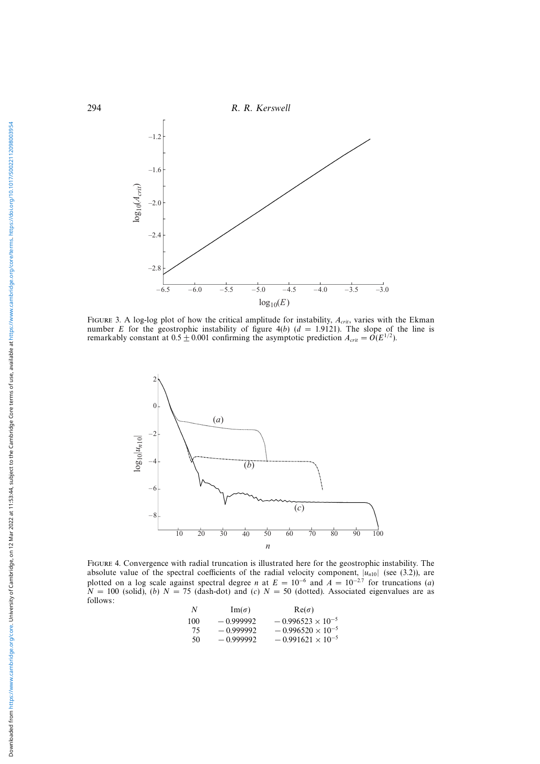FIGURE 3. A log-log plot of how the critical amplitude for instability, $A_{crit}$, varies with the Ekman number $E$ for the geostrophic instability of figure 4(*b*) ($d = 1.9121$). The slope of the line is remarkably constant at $0.5 \pm 0.001$ confirming the asymptotic prediction $A_{crit} = O(E^{1/2})$.

FIGURE 4. Convergence with radial truncation is illustrated here for the geostrophic instability. The absolute value of the spectral coefficients of the radial velocity component, $|u_{n10}|$ (see (3.2)), are plotted on a log scale against spectral degree $n$ at $E = 10^{-6}$ and $A = 10^{-2.7}$ for truncations (*a*) $N = 100$ (solid), (*b*) $N = 75$ (dash-dot) and (*c*) $N = 50$ (dotted). Associated eigenvalues are as follows:

| $N$ | $\mathrm{Im}(\sigma)$ | $\mathrm{Re}(\sigma)$ |
|---|---|---|
| 100 | $-0.999992$ | $-0.996523 \times 10^{-5}$ |
| 75 | $-0.999992$ | $-0.996520 \times 10^{-5}$ |
| 50 | $-0.999992$ | $-0.991621 \times 10^{-5}$ |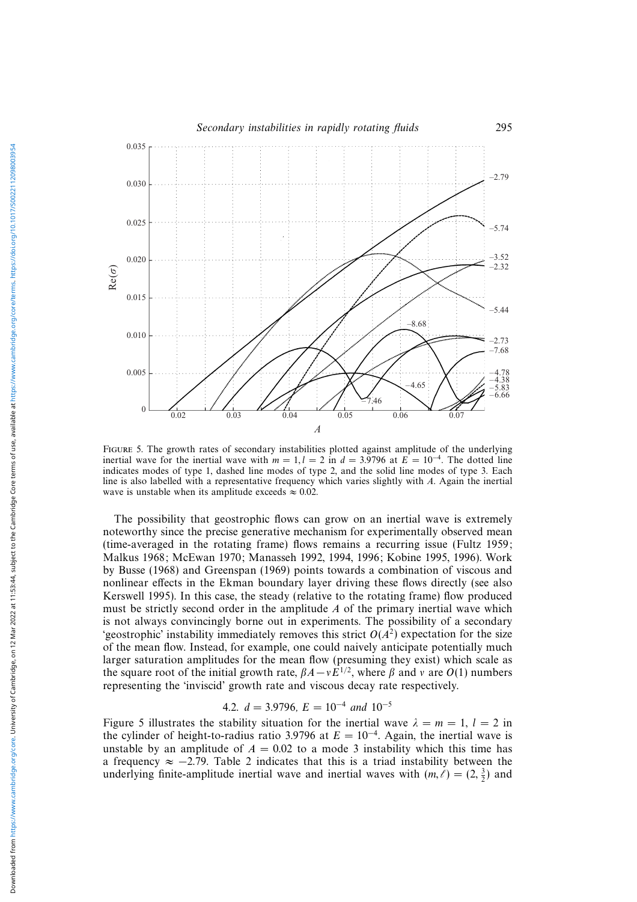Figure 5. The growth rates of secondary instabilities plotted against amplitude of the underlying inertial wave for the inertial wave with $m = 1, l = 2$ in $d = 3.9796$ at $E = 10^{-4}$. The dotted line indicates modes of type 1, dashed line modes of type 2, and the solid line modes of type 3. Each line is also labelled with a representative frequency which varies slightly with $A$. Again the inertial wave is unstable when its amplitude exceeds $\approx 0.02$.

The possibility that geostrophic flows can grow on an inertial wave is extremely noteworthy since the precise generative mechanism for experimentally observed mean (time-averaged in the rotating frame) flows remains a recurring issue (Fultz 1959; Malkus 1968; McEwan 1970; Manasseh 1992, 1994, 1996; Kobine 1995, 1996). Work by Busse (1968) and Greenspan (1969) points towards a combination of viscous and nonlinear effects in the Ekman boundary layer driving these flows directly (see also Kerswell 1995). In this case, the steady (relative to the rotating frame) flow produced must be strictly second order in the amplitude $A$ of the primary inertial wave which is not always convincingly borne out in experiments. The possibility of a secondary 'geostrophic' instability immediately removes this strict $O(A^2)$ expectation for the size of the mean flow. Instead, for example, one could naively anticipate potentially much larger saturation amplitudes for the mean flow (presuming they exist) which scale as the square root of the initial growth rate, $\beta A - \nu E^{1/2}$, where $\beta$ and $\nu$ are $O(1)$ numbers representing the 'inviscid' growth rate and viscous decay rate respectively.

### 4.2. $d = 3.9796$, $E = 10^{-4}$ and $10^{-5}$

Figure 5 illustrates the stability situation for the inertial wave $\lambda = m = 1$, $l = 2$ in the cylinder of height-to-radius ratio 3.9796 at $E = 10^{-4}$. Again, the inertial wave is unstable by an amplitude of $A = 0.02$ to a mode 3 instability which this time has a frequency $\approx -2.79$. Table 2 indicates that this is a triad instability between the underlying finite-amplitude inertial wave and inertial waves with $(m, \ell) = (2, \frac{3}{2})$ and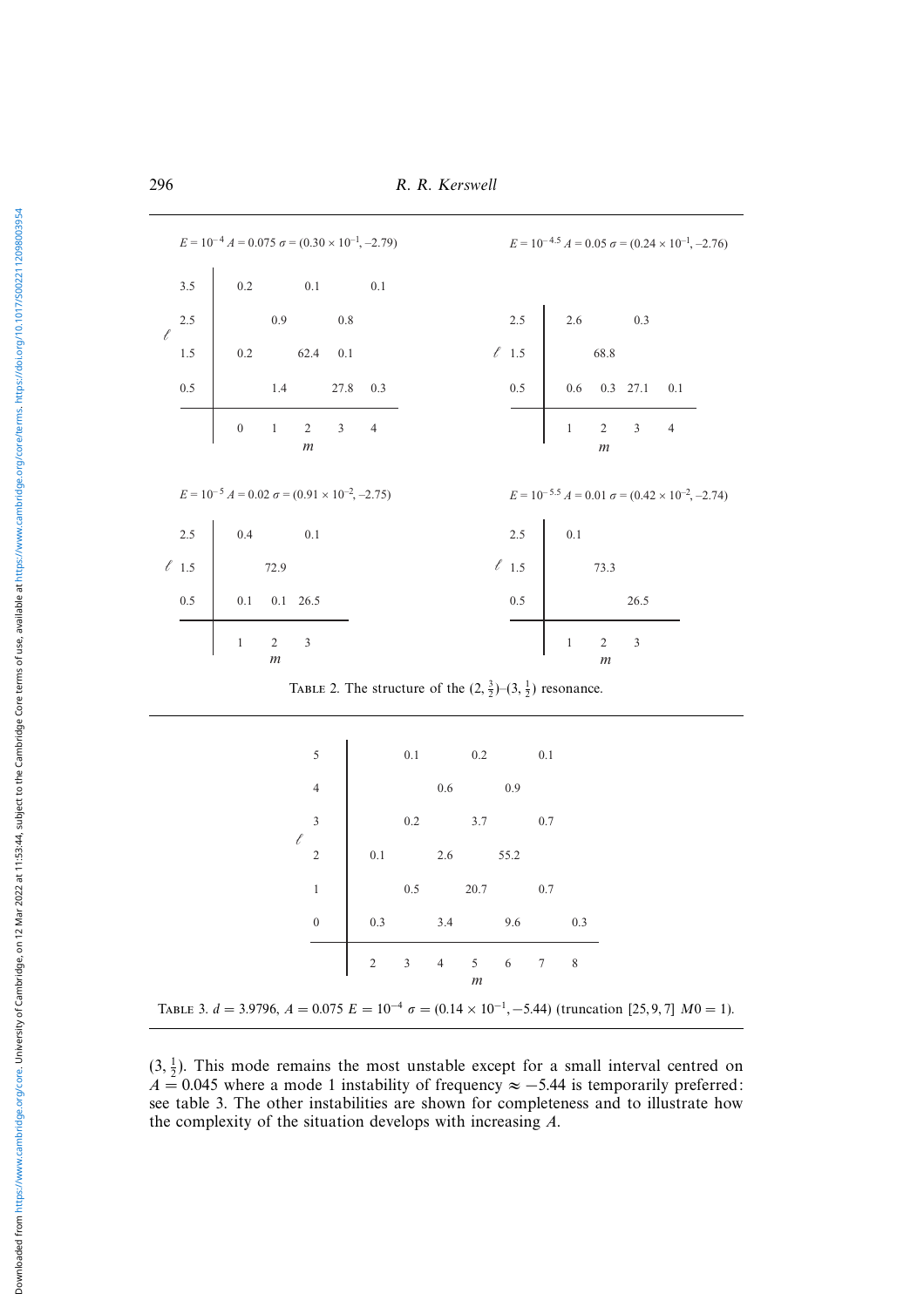$E = 10^{-4}$ $A = 0.075$ $\sigma = (0.30 \times 10^{-1}, -2.79)$

| $\ell$ \ $m$ | 0 | 1 | 2 | 3 | 4 |
|---|---|---|---|---|---|
| 3.5 | 0.2 | | 0.1 | | 0.1 |
| 2.5 | | 0.9 | | 0.8 | |
| 1.5 | 0.2 | | 62.4 | 0.1 | |
| 0.5 | | 1.4 | | 27.8 | 0.3 |

$E = 10^{-4.5}$ $A = 0.05$ $\sigma = (0.24 \times 10^{-1}, -2.76)$

| $\ell$ \ $m$ | 1 | 2 | 3 | 4 |
|---|---|---|---|---|
| 2.5 | 2.6 | | 0.3 | |
| 1.5 | | 68.8 | | |
| 0.5 | 0.6 | 0.3 | 27.1 | 0.1 |

$E = 10^{-5}$ $A = 0.02$ $\sigma = (0.91 \times 10^{-2}, -2.75)$

| $\ell$ \ $m$ | 1 | 2 | 3 |
|---|---|---|---|
| 2.5 | 0.4 | | 0.1 |
| 1.5 | | 72.9 | |
| 0.5 | 0.1 | 0.1 | 26.5 |

$E = 10^{-5.5}$ $A = 0.01$ $\sigma = (0.42 \times 10^{-2}, -2.74)$

| $\ell$ \ $m$ | 1 | 2 | 3 |
|---|---|---|---|
| 2.5 | 0.1 | | |
| 1.5 | | 73.3 | |
| 0.5 | | | 26.5 |

TABLE 2. The structure of the $(2, \frac{3}{2})$–$(3, \frac{1}{2})$ resonance.

| $\ell$ \ $m$ | 2 | 3 | 4 | 5 | 6 | 7 | 8 |
|---|---|---|---|---|---|---|---|
| 5 | | 0.1 | | 0.2 | | 0.1 | |
| 4 | | | 0.6 | | 0.9 | | |
| 3 | | 0.2 | | 3.7 | | 0.7 | |
| 2 | 0.1 | | 2.6 | | 55.2 | | |
| 1 | | 0.5 | | 20.7 | | 0.7 | |
| 0 | 0.3 | | 3.4 | | 9.6 | | 0.3 |

TABLE 3. $d = 3.9796$, $A = 0.075$ $E = 10^{-4}$ $\sigma = (0.14 \times 10^{-1}, -5.44)$ (truncation $[25, 9, 7]$ $M0 = 1$).

$(3, \frac{1}{2})$. This mode remains the most unstable except for a small interval centred on $A = 0.045$ where a mode 1 instability of frequency $\approx -5.44$ is temporarily preferred: see table 3. The other instabilities are shown for completeness and to illustrate how the complexity of the situation develops with increasing $A$.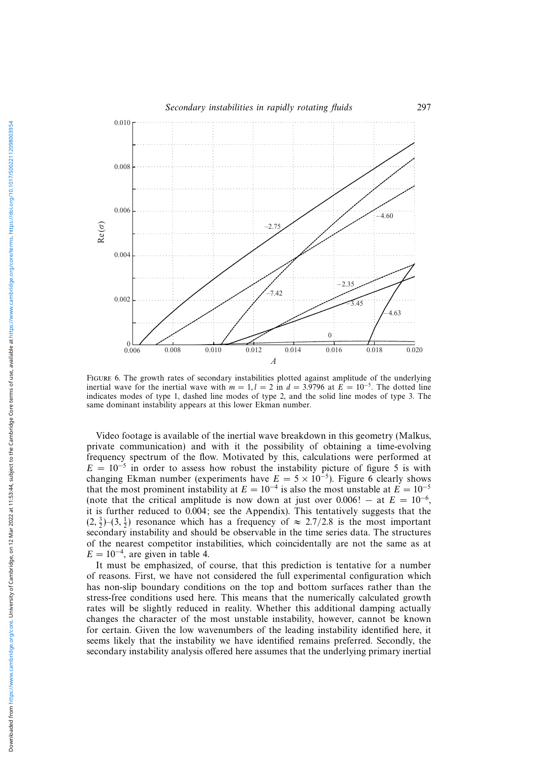Figure 6. The growth rates of secondary instabilities plotted against amplitude of the underlying inertial wave for the inertial wave with $m = 1, l = 2$ in $d = 3.9796$ at $E = 10^{-5}$. The dotted line indicates modes of type 1, dashed line modes of type 2, and the solid line modes of type 3. The same dominant instability appears at this lower Ekman number.

Video footage is available of the inertial wave breakdown in this geometry (Malkus, private communication) and with it the possibility of obtaining a time-evolving frequency spectrum of the flow. Motivated by this, calculations were performed at $E = 10^{-5}$ in order to assess how robust the instability picture of figure 5 is with changing Ekman number (experiments have $E = 5 \times 10^{-5}$). Figure 6 clearly shows that the most prominent instability at $E = 10^{-4}$ is also the most unstable at $E = 10^{-5}$ (note that the critical amplitude is now down at just over 0.006! – at $E = 10^{-6}$, it is further reduced to 0.004; see the Appendix). This tentatively suggests that the $(2, \frac{3}{2})$–$(3, \frac{1}{2})$ resonance which has a frequency of $\approx 2.7/2.8$ is the most important secondary instability and should be observable in the time series data. The structures of the nearest competitor instabilities, which coincidentally are not the same as at $E = 10^{-4}$, are given in table 4.

It must be emphasized, of course, that this prediction is tentative for a number of reasons. First, we have not considered the full experimental configuration which has non-slip boundary conditions on the top and bottom surfaces rather than the stress-free conditions used here. This means that the numerically calculated growth rates will be slightly reduced in reality. Whether this additional damping actually changes the character of the most unstable instability, however, cannot be known for certain. Given the low wavenumbers of the leading instability identified here, it seems likely that the instability we have identified remains preferred. Secondly, the secondary instability analysis offered here assumes that the underlying primary inertial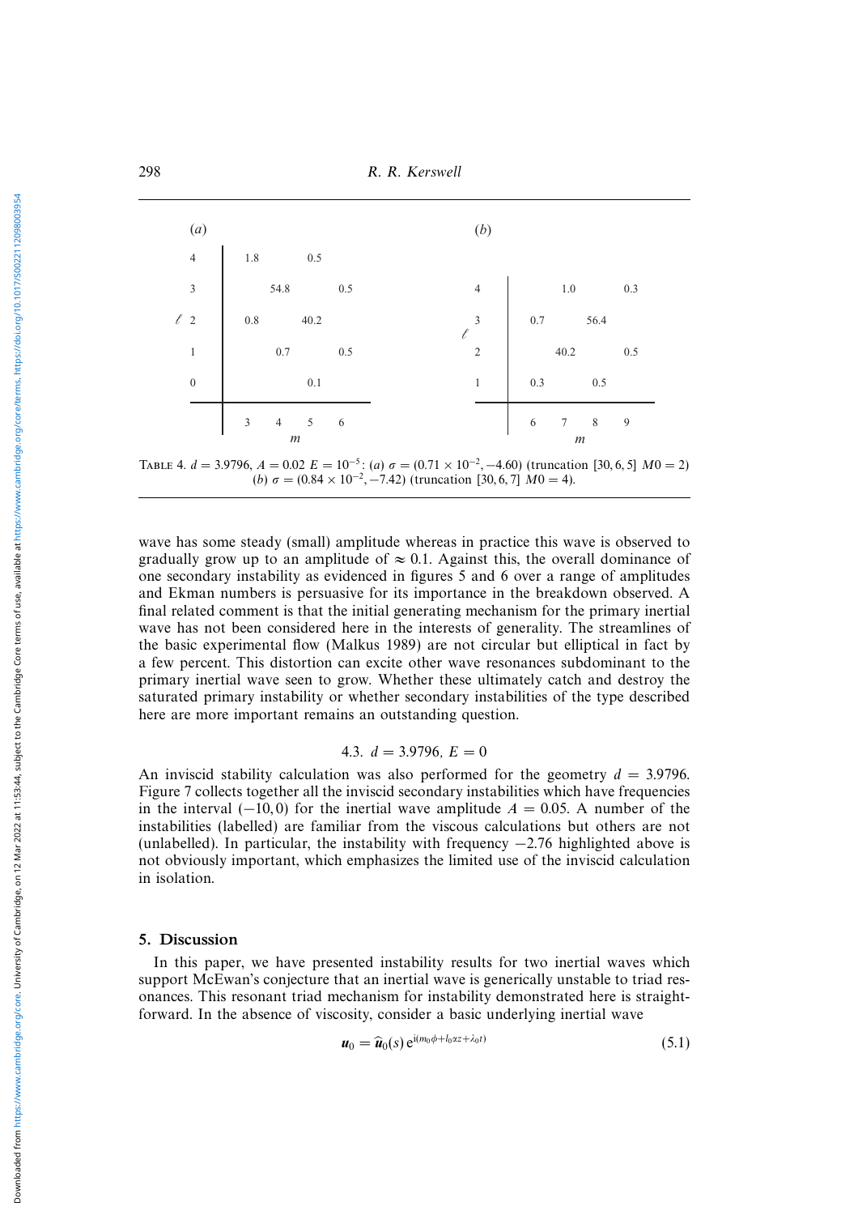(*a*)

| $\ell$ \ $m$ | 3 | 4 | 5 | 6 |
|---|---|---|---|---|
| 4 | 1.8 | | 0.5 | |
| 3 | | 54.8 | | 0.5 |
| 2 | 0.8 | | 40.2 | |
| 1 | | 0.7 | | 0.5 |
| 0 | | | 0.1 | |

(*b*)

| $\ell$ \ $m$ | 6 | 7 | 8 | 9 |
|---|---|---|---|---|
| 4 | | 1.0 | | 0.3 |
| 3 | 0.7 | | 56.4 | |
| 2 | | 40.2 | | 0.5 |
| 1 | 0.3 | | 0.5 | |

TABLE 4. $d = 3.9796$, $A = 0.02$ $E = 10^{-5}$: (*a*) $\sigma = (0.71 \times 10^{-2}, -4.60)$ (truncation [30, 6, 5] $M0 = 2$) (*b*) $\sigma = (0.84 \times 10^{-2}, -7.42)$ (truncation [30, 6, 7] $M0 = 4$).

wave has some steady (small) amplitude whereas in practice this wave is observed to gradually grow up to an amplitude of $\approx 0.1$. Against this, the overall dominance of one secondary instability as evidenced in figures 5 and 6 over a range of amplitudes and Ekman numbers is persuasive for its importance in the breakdown observed. A final related comment is that the initial generating mechanism for the primary inertial wave has not been considered here in the interests of generality. The streamlines of the basic experimental flow (Malkus 1989) are not circular but elliptical in fact by a few percent. This distortion can excite other wave resonances subdominant to the primary inertial wave seen to grow. Whether these ultimately catch and destroy the saturated primary instability or whether secondary instabilities of the type described here are more important remains an outstanding question.

### 4.3. $d = 3.9796$, $E = 0$

An inviscid stability calculation was also performed for the geometry $d = 3.9796$. Figure 7 collects together all the inviscid secondary instabilities which have frequencies in the interval $(-10, 0)$ for the inertial wave amplitude $A = 0.05$. A number of the instabilities (labelled) are familiar from the viscous calculations but others are not (unlabelled). In particular, the instability with frequency $-2.76$ highlighted above is not obviously important, which emphasizes the limited use of the inviscid calculation in isolation.

## 5. Discussion

In this paper, we have presented instability results for two inertial waves which support McEwan's conjecture that an inertial wave is generically unstable to triad resonances. This resonant triad mechanism for instability demonstrated here is straightforward. In the absence of viscosity, consider a basic underlying inertial wave

$$\boldsymbol{u}_0 = \widehat{\boldsymbol{u}}_0(s)\, \mathrm{e}^{\mathrm{i}(m_0\phi + l_0\alpha z + \lambda_0 t)} \tag{5.1}$$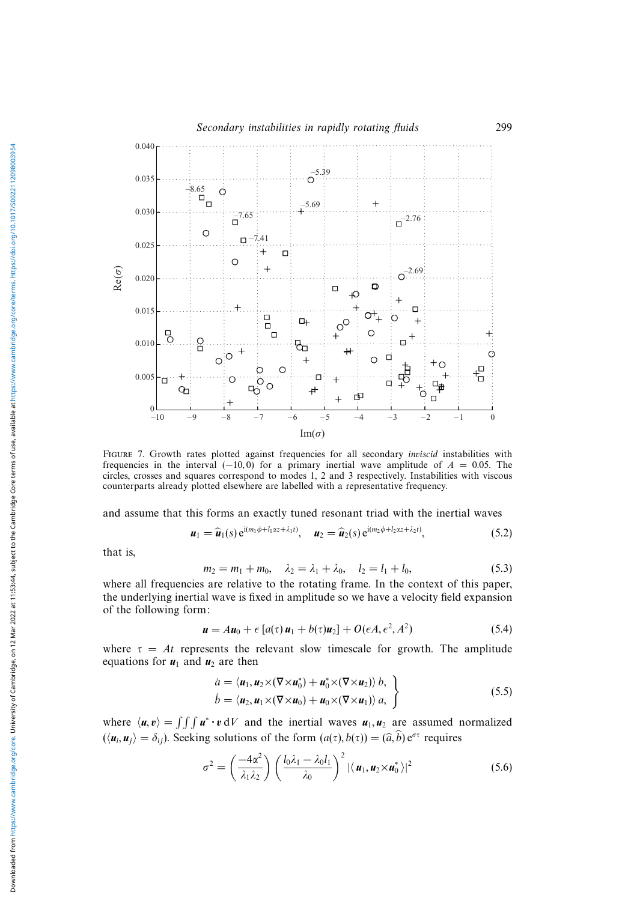FIGURE 7. Growth rates plotted against frequencies for all secondary *inviscid* instabilities with frequencies in the interval $(-10, 0)$ for a primary inertial wave amplitude of $A = 0.05$. The circles, crosses and squares correspond to modes 1, 2 and 3 respectively. Instabilities with viscous counterparts already plotted elsewhere are labelled with a representative frequency.

and assume that this forms an exactly tuned resonant triad with the inertial waves

$$\boldsymbol{u}_1 = \widehat{\boldsymbol{u}}_1(s)\,\mathrm{e}^{\mathrm{i}(m_1\phi + l_1\alpha z + \lambda_1 t)}, \quad \boldsymbol{u}_2 = \widehat{\boldsymbol{u}}_2(s)\,\mathrm{e}^{\mathrm{i}(m_2\phi + l_2\alpha z + \lambda_2 t)}, \tag{5.2}$$

that is,

$$m_2 = m_1 + m_0, \quad \lambda_2 = \lambda_1 + \lambda_0, \quad l_2 = l_1 + l_0, \tag{5.3}$$

where all frequencies are relative to the rotating frame. In the context of this paper, the underlying inertial wave is fixed in amplitude so we have a velocity field expansion of the following form:

$$\boldsymbol{u} = A\boldsymbol{u}_0 + \epsilon\,[a(\tau)\,\boldsymbol{u}_1 + b(\tau)\boldsymbol{u}_2] + O(\epsilon A, \epsilon^2, A^2) \tag{5.4}$$

where $\tau = At$ represents the relevant slow timescale for growth. The amplitude equations for $\boldsymbol{u}_1$ and $\boldsymbol{u}_2$ are then

$$\left.\begin{aligned} \dot{a} &= \langle \boldsymbol{u}_1, \boldsymbol{u}_2 \times (\nabla \times \boldsymbol{u}_0^*) + \boldsymbol{u}_0^* \times (\nabla \times \boldsymbol{u}_2) \rangle\, b, \\ \dot{b} &= \langle \boldsymbol{u}_2, \boldsymbol{u}_1 \times (\nabla \times \boldsymbol{u}_0) + \boldsymbol{u}_0 \times (\nabla \times \boldsymbol{u}_1) \rangle\, a, \end{aligned}\right\} \tag{5.5}$$

where $\langle \boldsymbol{u}, \boldsymbol{v} \rangle = \int\int\int \boldsymbol{u}^* \cdot \boldsymbol{v}\,\mathrm{d}V$ and the inertial waves $\boldsymbol{u}_1, \boldsymbol{u}_2$ are assumed normalized ($\langle \boldsymbol{u}_i, \boldsymbol{u}_j \rangle = \delta_{ij}$). Seeking solutions of the form $(a(\tau), b(\tau)) = (\widehat{a}, \widehat{b})\,\mathrm{e}^{\sigma\tau}$ requires

$$\sigma^2 = \left(\frac{-4\alpha^2}{\lambda_1\lambda_2}\right)\left(\frac{l_0\lambda_1 - \lambda_0 l_1}{\lambda_0}\right)^2 |\langle \boldsymbol{u}_1, \boldsymbol{u}_2 \times \boldsymbol{u}_0^* \rangle|^2 \tag{5.6}$$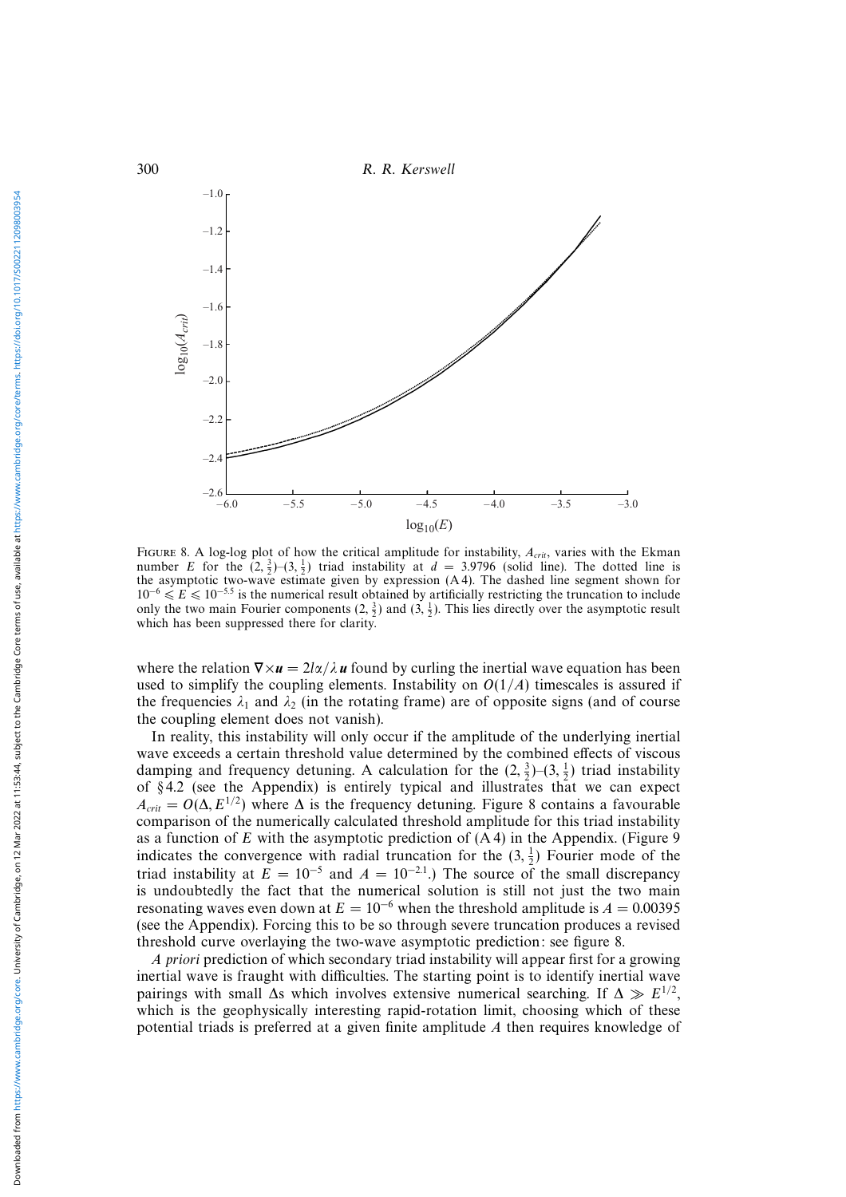FIGURE 8. A log-log plot of how the critical amplitude for instability, $A_{crit}$, varies with the Ekman number $E$ for the $(2,\frac{3}{2})$–$(3,\frac{1}{2})$ triad instability at $d = 3.9796$ (solid line). The dotted line is the asymptotic two-wave estimate given by expression (A 4). The dashed line segment shown for $10^{-6} \leqslant E \leqslant 10^{-5.5}$ is the numerical result obtained by artificially restricting the truncation to include only the two main Fourier components $(2,\frac{3}{2})$ and $(3,\frac{1}{2})$. This lies directly over the asymptotic result which has been suppressed there for clarity.

where the relation $\nabla\times\boldsymbol{u} = 2l\alpha/\lambda\,\boldsymbol{u}$ found by curling the inertial wave equation has been used to simplify the coupling elements. Instability on $O(1/A)$ timescales is assured if the frequencies $\lambda_1$ and $\lambda_2$ (in the rotating frame) are of opposite signs (and of course the coupling element does not vanish).

In reality, this instability will only occur if the amplitude of the underlying inertial wave exceeds a certain threshold value determined by the combined effects of viscous damping and frequency detuning. A calculation for the $(2,\frac{3}{2})$–$(3,\frac{1}{2})$ triad instability of §4.2 (see the Appendix) is entirely typical and illustrates that we can expect $A_{crit} = O(\Delta, E^{1/2})$ where $\Delta$ is the frequency detuning. Figure 8 contains a favourable comparison of the numerically calculated threshold amplitude for this triad instability as a function of $E$ with the asymptotic prediction of (A 4) in the Appendix. (Figure 9 indicates the convergence with radial truncation for the $(3,\frac{1}{2})$ Fourier mode of the triad instability at $E = 10^{-5}$ and $A = 10^{-2.1}$.) The source of the small discrepancy is undoubtedly the fact that the numerical solution is still not just the two main resonating waves even down at $E = 10^{-6}$ when the threshold amplitude is $A = 0.00395$ (see the Appendix). Forcing this to be so through severe truncation produces a revised threshold curve overlaying the two-wave asymptotic prediction: see figure 8.

*A priori* prediction of which secondary triad instability will appear first for a growing inertial wave is fraught with difficulties. The starting point is to identify inertial wave pairings with small $\Delta$s which involves extensive numerical searching. If $\Delta \gg E^{1/2}$, which is the geophysically interesting rapid-rotation limit, choosing which of these potential triads is preferred at a given finite amplitude $A$ then requires knowledge of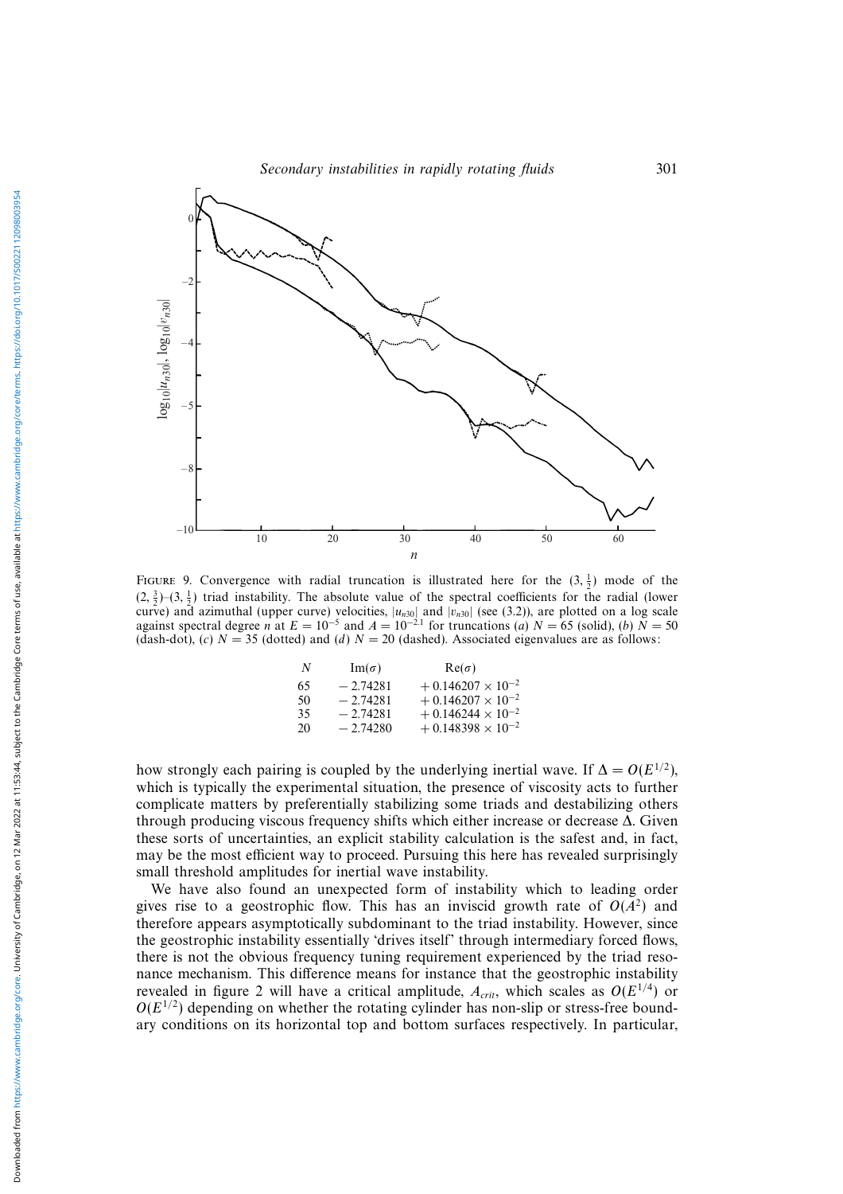FIGURE 9. Convergence with radial truncation is illustrated here for the $(3, \frac{1}{2})$ mode of the $(2, \frac{3}{2})$–$(3, \frac{1}{2})$ triad instability. The absolute value of the spectral coefficients for the radial (lower curve) and azimuthal (upper curve) velocities, $|u_{n30}|$ and $|v_{n30}|$ (see (3.2)), are plotted on a log scale against spectral degree $n$ at $E = 10^{-5}$ and $A = 10^{-2.1}$ for truncations (*a*) $N = 65$ (solid), (*b*) $N = 50$ (dash-dot), (*c*) $N = 35$ (dotted) and (*d*) $N = 20$ (dashed). Associated eigenvalues are as follows:

| $N$ | $\mathrm{Im}(\sigma)$ | $\mathrm{Re}(\sigma)$ |
|---|---|---|
| 65 | $-2.74281$ | $+0.146207 \times 10^{-2}$ |
| 50 | $-2.74281$ | $+0.146207 \times 10^{-2}$ |
| 35 | $-2.74281$ | $+0.146244 \times 10^{-2}$ |
| 20 | $-2.74280$ | $+0.148398 \times 10^{-2}$ |

how strongly each pairing is coupled by the underlying inertial wave. If $\Delta = O(E^{1/2})$, which is typically the experimental situation, the presence of viscosity acts to further complicate matters by preferentially stabilizing some triads and destabilizing others through producing viscous frequency shifts which either increase or decrease $\Delta$. Given these sorts of uncertainties, an explicit stability calculation is the safest and, in fact, may be the most efficient way to proceed. Pursuing this here has revealed surprisingly small threshold amplitudes for inertial wave instability.

We have also found an unexpected form of instability which to leading order gives rise to a geostrophic flow. This has an inviscid growth rate of $O(A^2)$ and therefore appears asymptotically subdominant to the triad instability. However, since the geostrophic instability essentially 'drives itself' through intermediary forced flows, there is not the obvious frequency tuning requirement experienced by the triad resonance mechanism. This difference means for instance that the geostrophic instability revealed in figure 2 will have a critical amplitude, $A_{crit}$, which scales as $O(E^{1/4})$ or $O(E^{1/2})$ depending on whether the rotating cylinder has non-slip or stress-free boundary conditions on its horizontal top and bottom surfaces respectively. In particular,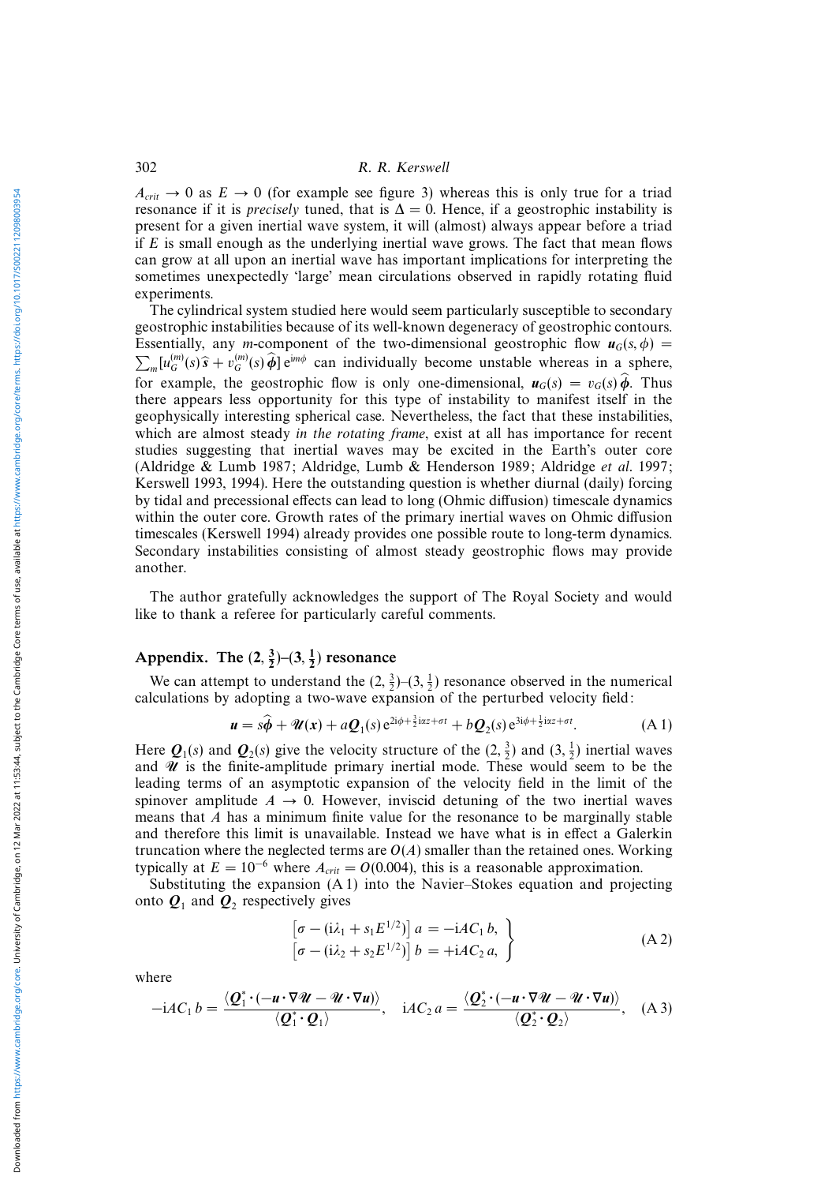$A_{crit} \to 0$ as $E \to 0$ (for example see figure 3) whereas this is only true for a triad resonance if it is *precisely* tuned, that is $\Delta = 0$. Hence, if a geostrophic instability is present for a given inertial wave system, it will (almost) always appear before a triad if $E$ is small enough as the underlying inertial wave grows. The fact that mean flows can grow at all upon an inertial wave has important implications for interpreting the sometimes unexpectedly 'large' mean circulations observed in rapidly rotating fluid experiments.

The cylindrical system studied here would seem particularly susceptible to secondary geostrophic instabilities because of its well-known degeneracy of geostrophic contours. Essentially, any $m$-component of the two-dimensional geostrophic flow $\boldsymbol{u}_G(s,\phi) = \sum_m [u_G^{(m)}(s)\,\hat{\boldsymbol{s}} + v_G^{(m)}(s)\,\hat{\boldsymbol{\phi}}]\,\mathrm{e}^{im\phi}$ can individually become unstable whereas in a sphere, for example, the geostrophic flow is only one-dimensional, $\boldsymbol{u}_G(s) = v_G(s)\,\hat{\boldsymbol{\phi}}$. Thus there appears less opportunity for this type of instability to manifest itself in the geophysically interesting spherical case. Nevertheless, the fact that these instabilities, which are almost steady *in the rotating frame*, exist at all has importance for recent studies suggesting that inertial waves may be excited in the Earth's outer core (Aldridge & Lumb 1987; Aldridge, Lumb & Henderson 1989; Aldridge *et al.* 1997; Kerswell 1993, 1994). Here the outstanding question is whether diurnal (daily) forcing by tidal and precessional effects can lead to long (Ohmic diffusion) timescale dynamics within the outer core. Growth rates of the primary inertial waves on Ohmic diffusion timescales (Kerswell 1994) already provides one possible route to long-term dynamics. Secondary instabilities consisting of almost steady geostrophic flows may provide another.

The author gratefully acknowledges the support of The Royal Society and would like to thank a referee for particularly careful comments.

## Appendix. The $(2, \frac{3}{2})$–$(3, \frac{1}{2})$ resonance

We can attempt to understand the $(2, \frac{3}{2})$–$(3, \frac{1}{2})$ resonance observed in the numerical calculations by adopting a two-wave expansion of the perturbed velocity field:

$$\boldsymbol{u} = s\hat{\boldsymbol{\phi}} + \mathscr{U}(\boldsymbol{x}) + a\boldsymbol{Q}_1(s)\,\mathrm{e}^{2i\phi+\frac{3}{2}i\alpha z+\sigma t} + b\boldsymbol{Q}_2(s)\,\mathrm{e}^{3i\phi+\frac{1}{2}i\alpha z+\sigma t}. \tag{A 1}$$

Here $\boldsymbol{Q}_1(s)$ and $\boldsymbol{Q}_2(s)$ give the velocity structure of the $(2, \frac{3}{2})$ and $(3, \frac{1}{2})$ inertial waves and $\mathscr{U}$ is the finite-amplitude primary inertial mode. These would seem to be the leading terms of an asymptotic expansion of the velocity field in the limit of the spinover amplitude $A \to 0$. However, inviscid detuning of the two inertial waves means that $A$ has a minimum finite value for the resonance to be marginally stable and therefore this limit is unavailable. Instead we have what is in effect a Galerkin truncation where the neglected terms are $O(A)$ smaller than the retained ones. Working typically at $E = 10^{-6}$ where $A_{crit} = O(0.004)$, this is a reasonable approximation.

Substituting the expansion (A 1) into the Navier–Stokes equation and projecting onto $\boldsymbol{Q}_1$ and $\boldsymbol{Q}_2$ respectively gives

$$\left.\begin{aligned} \left[\sigma - (i\lambda_1 + s_1E^{1/2})\right] a &= -iAC_1\, b, \\ \left[\sigma - (i\lambda_2 + s_2E^{1/2})\right] b &= +iAC_2\, a, \end{aligned}\right\} \tag{A 2}$$

where

$$-iAC_1\, b = \frac{\langle \boldsymbol{Q}_1^* \boldsymbol{\cdot} (-\boldsymbol{u}\boldsymbol{\cdot}\nabla\mathscr{U} - \mathscr{U}\boldsymbol{\cdot}\nabla\boldsymbol{u})\rangle}{\langle \boldsymbol{Q}_1^*\boldsymbol{\cdot}\boldsymbol{Q}_1\rangle}, \quad iAC_2\, a = \frac{\langle \boldsymbol{Q}_2^* \boldsymbol{\cdot} (-\boldsymbol{u}\boldsymbol{\cdot}\nabla\mathscr{U} - \mathscr{U}\boldsymbol{\cdot}\nabla\boldsymbol{u})\rangle}{\langle \boldsymbol{Q}_2^*\boldsymbol{\cdot}\boldsymbol{Q}_2\rangle}, \tag{A 3}$$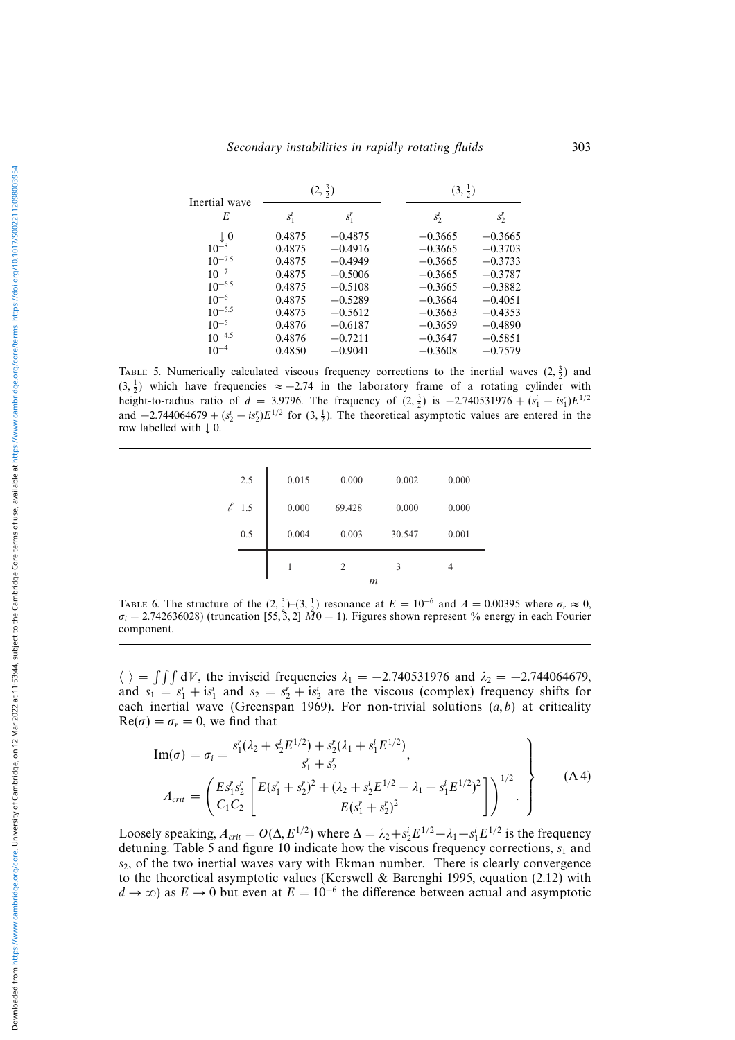| Inertial wave | $(2, \frac{3}{2})$ | | $(3, \frac{1}{2})$ | |
|---|---|---|---|---|
| $E$ | $s_1^i$ | $s_1^r$ | $s_2^i$ | $s_2^r$ |
| $\downarrow 0$ | 0.4875 | −0.4875 | −0.3665 | −0.3665 |
| $10^{-8}$ | 0.4875 | −0.4916 | −0.3665 | −0.3703 |
| $10^{-7.5}$ | 0.4875 | −0.4949 | −0.3665 | −0.3733 |
| $10^{-7}$ | 0.4875 | −0.5006 | −0.3665 | −0.3787 |
| $10^{-6.5}$ | 0.4875 | −0.5108 | −0.3665 | −0.3882 |
| $10^{-6}$ | 0.4875 | −0.5289 | −0.3664 | −0.4051 |
| $10^{-5.5}$ | 0.4875 | −0.5612 | −0.3663 | −0.4353 |
| $10^{-5}$ | 0.4876 | −0.6187 | −0.3659 | −0.4890 |
| $10^{-4.5}$ | 0.4876 | −0.7211 | −0.3647 | −0.5851 |
| $10^{-4}$ | 0.4850 | −0.9041 | −0.3608 | −0.7579 |

TABLE 5. Numerically calculated viscous frequency corrections to the inertial waves $(2, \frac{3}{2})$ and $(3, \frac{1}{2})$ which have frequencies $\approx -2.74$ in the laboratory frame of a rotating cylinder with height-to-radius ratio of $d = 3.9796$. The frequency of $(2, \frac{3}{2})$ is $-2.740531976 + (s_1^i - is_1^r)E^{1/2}$ and $-2.744064679 + (s_2^i - is_2^r)E^{1/2}$ for $(3, \frac{1}{2})$. The theoretical asymptotic values are entered in the row labelled with $\downarrow 0$.

| $\ell$ \ $m$ | 1 | 2 | 3 | 4 |
|---|---|---|---|---|
| 2.5 | 0.015 | 0.000 | 0.002 | 0.000 |
| 1.5 | 0.000 | 69.428 | 0.000 | 0.000 |
| 0.5 | 0.004 | 0.003 | 30.547 | 0.001 |

TABLE 6. The structure of the $(2, \frac{3}{2})$–$(3, \frac{1}{2})$ resonance at $E = 10^{-6}$ and $A = 0.00395$ where $\sigma_r \approx 0$, $\sigma_i = 2.742636028$) (truncation $[55, 3, 2]$ $M0 = 1$). Figures shown represent % energy in each Fourier component.

$\langle\ \rangle = \iiint \mathrm{d}V$, the inviscid frequencies $\lambda_1 = -2.740531976$ and $\lambda_2 = -2.744064679$, and $s_1 = s_1^r + is_1^i$ and $s_2 = s_2^r + is_2^i$ are the viscous (complex) frequency shifts for each inertial wave (Greenspan 1969). For non-trivial solutions $(a, b)$ at criticality $\mathrm{Re}(\sigma) = \sigma_r = 0$, we find that

$$
\left.
\begin{aligned}
\mathrm{Im}(\sigma) = \sigma_i &= \frac{s_1^r(\lambda_2 + s_2^i E^{1/2}) + s_2^r(\lambda_1 + s_1^i E^{1/2})}{s_1^r + s_2^r}, \\
A_{crit} &= \left( \frac{E s_1^r s_2^r}{C_1 C_2} \left[ \frac{E(s_1^r + s_2^r)^2 + (\lambda_2 + s_2^i E^{1/2} - \lambda_1 - s_1^i E^{1/2})^2}{E(s_1^r + s_2^r)^2} \right] \right)^{1/2}.
\end{aligned}
\right\} \qquad \text{(A 4)}
$$

Loosely speaking, $A_{crit} = O(\Delta, E^{1/2})$ where $\Delta = \lambda_2 + s_2^i E^{1/2} - \lambda_1 - s_1^i E^{1/2}$ is the frequency detuning. Table 5 and figure 10 indicate how the viscous frequency corrections, $s_1$ and $s_2$, of the two inertial waves vary with Ekman number. There is clearly convergence to the theoretical asymptotic values (Kerswell & Barenghi 1995, equation (2.12) with $d \to \infty$) as $E \to 0$ but even at $E = 10^{-6}$ the difference between actual and asymptotic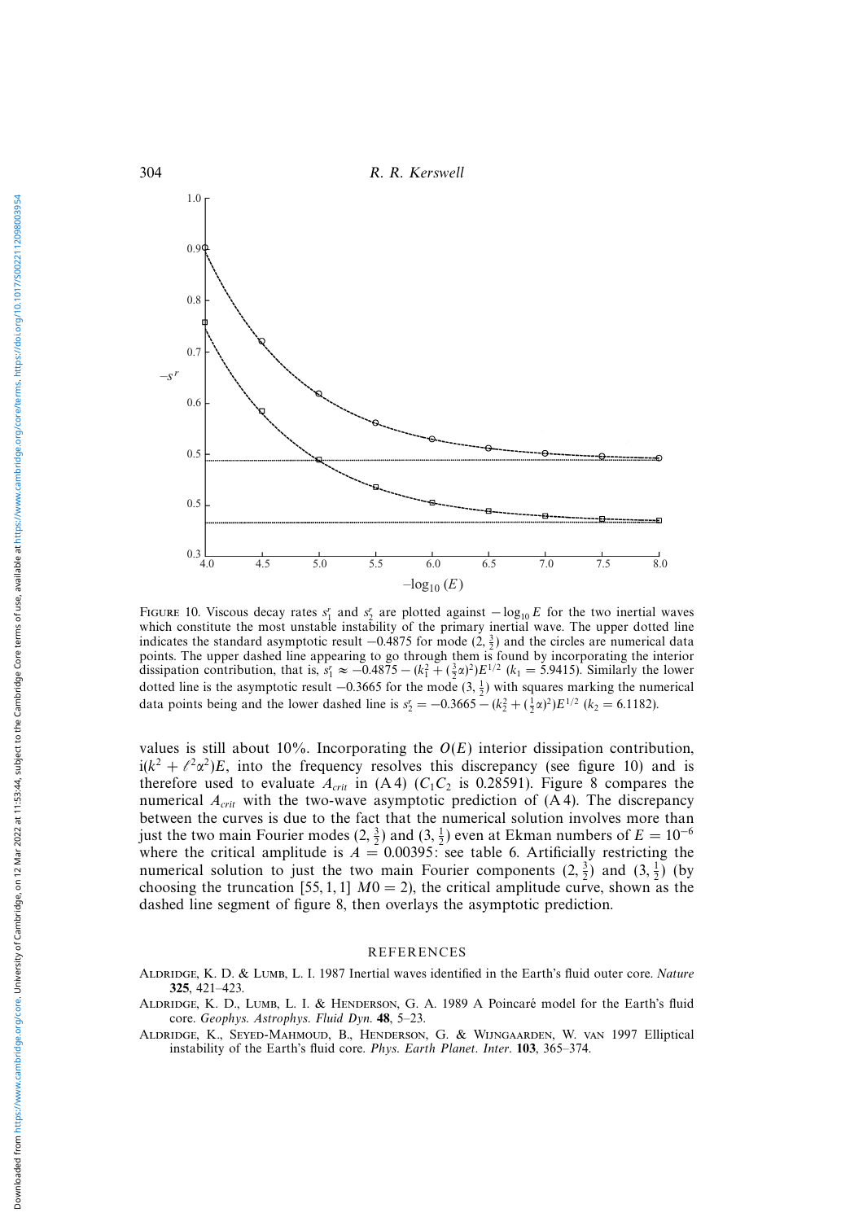Figure 10. Viscous decay rates $s_1^r$ and $s_2^r$ are plotted against $-\log_{10} E$ for the two inertial waves which constitute the most unstable instability of the primary inertial wave. The upper dotted line indicates the standard asymptotic result $-0.4875$ for mode $(2, \frac{3}{2})$ and the circles are numerical data points. The upper dashed line appearing to go through them is found by incorporating the interior dissipation contribution, that is, $s_1^r \approx -0.4875 - (k_1^2 + (\frac{3}{2}\alpha)^2)E^{1/2}$ ($k_1 = 5.9415$). Similarly the lower dotted line is the asymptotic result $-0.3665$ for the mode $(3, \frac{1}{2})$ with squares marking the numerical data points being and the lower dashed line is $s_2^r = -0.3665 - (k_2^2 + (\frac{1}{2}\alpha)^2)E^{1/2}$ ($k_2 = 6.1182$).

values is still about 10%. Incorporating the $O(E)$ interior dissipation contribution, $\mathrm{i}(k^2 + \ell^2\alpha^2)E$, into the frequency resolves this discrepancy (see figure 10) and is therefore used to evaluate $A_{crit}$ in (A 4) ($C_1C_2$ is 0.28591). Figure 8 compares the numerical $A_{crit}$ with the two-wave asymptotic prediction of (A 4). The discrepancy between the curves is due to the fact that the numerical solution involves more than just the two main Fourier modes $(2, \frac{3}{2})$ and $(3, \frac{1}{2})$ even at Ekman numbers of $E = 10^{-6}$ where the critical amplitude is $A = 0.00395$: see table 6. Artificially restricting the numerical solution to just the two main Fourier components $(2, \frac{3}{2})$ and $(3, \frac{1}{2})$ (by choosing the truncation [55, 1, 1] $M0 = 2$), the critical amplitude curve, shown as the dashed line segment of figure 8, then overlays the asymptotic prediction.

## REFERENCES

Aldridge, K. D. & Lumb, L. I. 1987 Inertial waves identified in the Earth's fluid outer core. *Nature* **325**, 421–423.

Aldridge, K. D., Lumb, L. I. & Henderson, G. A. 1989 A Poincaré model for the Earth's fluid core. *Geophys. Astrophys. Fluid Dyn.* **48**, 5–23.

Aldridge, K., Seyed-Mahmoud, B., Henderson, G. & Wijngaarden, W. van 1997 Elliptical instability of the Earth's fluid core. *Phys. Earth Planet. Inter.* **103**, 365–374.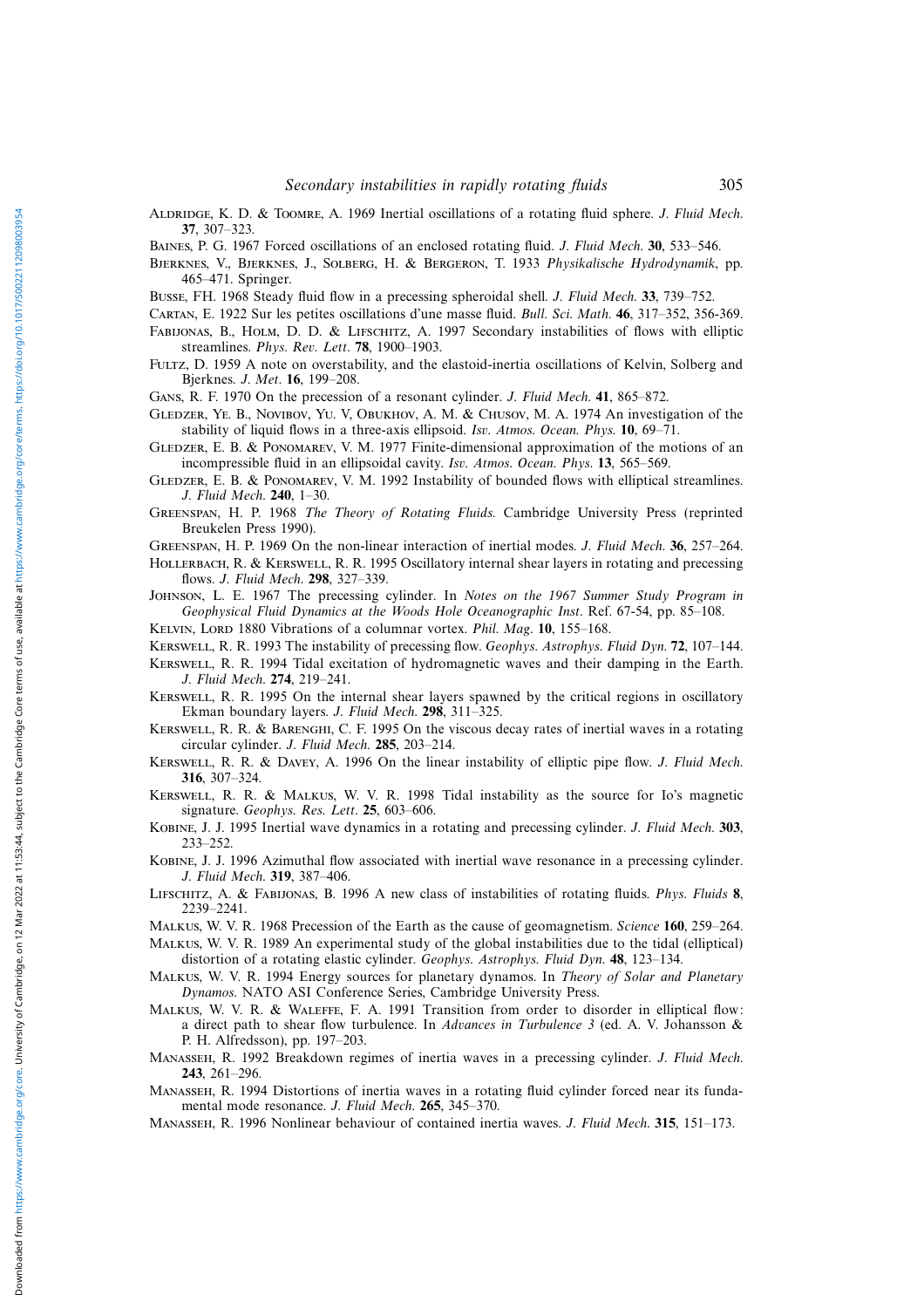Aldridge, K. D. & Toomre, A. 1969 Inertial oscillations of a rotating fluid sphere. *J. Fluid Mech.* **37**, 307–323.

Baines, P. G. 1967 Forced oscillations of an enclosed rotating fluid. *J. Fluid Mech.* **30**, 533–546.

Bjerknes, V., Bjerknes, J., Solberg, H. & Bergeron, T. 1933 *Physikalische Hydrodynamik*, pp. 465–471. Springer.

Busse, FH. 1968 Steady fluid flow in a precessing spheroidal shell. *J. Fluid Mech.* **33**, 739–752.

Cartan, E. 1922 Sur les petites oscillations d'une masse fluid. *Bull. Sci. Math.* **46**, 317–352, 356-369.

Fabijonas, B., Holm, D. D. & Lifschitz, A. 1997 Secondary instabilities of flows with elliptic streamlines. *Phys. Rev. Lett.* **78**, 1900–1903.

Fultz, D. 1959 A note on overstability, and the elastoid-inertia oscillations of Kelvin, Solberg and Bjerknes. *J. Met.* **16**, 199–208.

Gans, R. F. 1970 On the precession of a resonant cylinder. *J. Fluid Mech.* **41**, 865–872.

Gledzer, Ye. B., Novibov, Yu. V, Obukhov, A. M. & Chusov, M. A. 1974 An investigation of the stability of liquid flows in a three-axis ellipsoid. *Isv. Atmos. Ocean. Phys.* **10**, 69–71.

Gledzer, E. B. & Ponomarev, V. M. 1977 Finite-dimensional approximation of the motions of an incompressible fluid in an ellipsoidal cavity. *Isv. Atmos. Ocean. Phys.* **13**, 565–569.

Gledzer, E. B. & Ponomarev, V. M. 1992 Instability of bounded flows with elliptical streamlines. *J. Fluid Mech.* **240**, 1–30.

Greenspan, H. P. 1968 *The Theory of Rotating Fluids.* Cambridge University Press (reprinted Breukelen Press 1990).

Greenspan, H. P. 1969 On the non-linear interaction of inertial modes. *J. Fluid Mech.* **36**, 257–264.

Hollerbach, R. & Kerswell, R. R. 1995 Oscillatory internal shear layers in rotating and precessing flows. *J. Fluid Mech.* **298**, 327–339.

Johnson, L. E. 1967 The precessing cylinder. In *Notes on the 1967 Summer Study Program in Geophysical Fluid Dynamics at the Woods Hole Oceanographic Inst*. Ref. 67-54, pp. 85–108.

Kelvin, Lord 1880 Vibrations of a columnar vortex. *Phil. Mag.* **10**, 155–168.

Kerswell, R. R. 1993 The instability of precessing flow. *Geophys. Astrophys. Fluid Dyn.* **72**, 107–144.

Kerswell, R. R. 1994 Tidal excitation of hydromagnetic waves and their damping in the Earth. *J. Fluid Mech.* **274**, 219–241.

Kerswell, R. R. 1995 On the internal shear layers spawned by the critical regions in oscillatory Ekman boundary layers. *J. Fluid Mech.* **298**, 311–325.

Kerswell, R. R. & Barenghi, C. F. 1995 On the viscous decay rates of inertial waves in a rotating circular cylinder. *J. Fluid Mech.* **285**, 203–214.

Kerswell, R. R. & Davey, A. 1996 On the linear instability of elliptic pipe flow. *J. Fluid Mech.* **316**, 307–324.

Kerswell, R. R. & Malkus, W. V. R. 1998 Tidal instability as the source for Io's magnetic signature. *Geophys. Res. Lett.* **25**, 603–606.

Kobine, J. J. 1995 Inertial wave dynamics in a rotating and precessing cylinder. *J. Fluid Mech.* **303**, 233–252.

Kobine, J. J. 1996 Azimuthal flow associated with inertial wave resonance in a precessing cylinder. *J. Fluid Mech.* **319**, 387–406.

Lifschitz, A. & Fabijonas, B. 1996 A new class of instabilities of rotating fluids. *Phys. Fluids* **8**, 2239–2241.

Malkus, W. V. R. 1968 Precession of the Earth as the cause of geomagnetism. *Science* **160**, 259–264.

Malkus, W. V. R. 1989 An experimental study of the global instabilities due to the tidal (elliptical) distortion of a rotating elastic cylinder. *Geophys. Astrophys. Fluid Dyn.* **48**, 123–134.

Malkus, W. V. R. 1994 Energy sources for planetary dynamos. In *Theory of Solar and Planetary Dynamos*. NATO ASI Conference Series, Cambridge University Press.

Malkus, W. V. R. & Waleffe, F. A. 1991 Transition from order to disorder in elliptical flow: a direct path to shear flow turbulence. In *Advances in Turbulence 3* (ed. A. V. Johansson & P. H. Alfredsson), pp. 197–203.

Manasseh, R. 1992 Breakdown regimes of inertia waves in a precessing cylinder. *J. Fluid Mech.* **243**, 261–296.

Manasseh, R. 1994 Distortions of inertia waves in a rotating fluid cylinder forced near its fundamental mode resonance. *J. Fluid Mech.* **265**, 345–370.

Manasseh, R. 1996 Nonlinear behaviour of contained inertia waves. *J. Fluid Mech.* **315**, 151–173.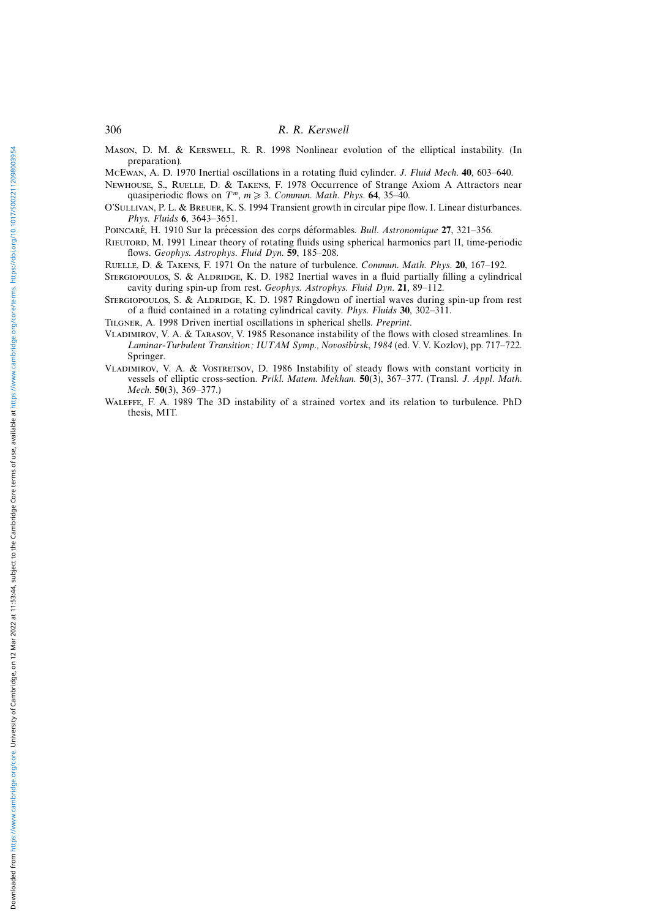Mason, D. M. & Kerswell, R. R. 1998 Nonlinear evolution of the elliptical instability. (In preparation).

McEwan, A. D. 1970 Inertial oscillations in a rotating fluid cylinder. *J. Fluid Mech.* **40**, 603–640.

Newhouse, S., Ruelle, D. & Takens, F. 1978 Occurrence of Strange Axiom A Attractors near quasiperiodic flows on $T^m$, $m \geqslant 3$. *Commun. Math. Phys.* **64**, 35–40.

O'Sullivan, P. L. & Breuer, K. S. 1994 Transient growth in circular pipe flow. I. Linear disturbances. *Phys. Fluids* **6**, 3643–3651.

Poincaré, H. 1910 Sur la précession des corps déformables. *Bull. Astronomique* **27**, 321–356.

Rieutord, M. 1991 Linear theory of rotating fluids using spherical harmonics part II, time-periodic flows. *Geophys. Astrophys. Fluid Dyn.* **59**, 185–208.

Ruelle, D. & Takens, F. 1971 On the nature of turbulence. *Commun. Math. Phys.* **20**, 167–192.

Stergiopoulos, S. & Aldridge, K. D. 1982 Inertial waves in a fluid partially filling a cylindrical cavity during spin-up from rest. *Geophys. Astrophys. Fluid Dyn.* **21**, 89–112.

Stergiopoulos, S. & Aldridge, K. D. 1987 Ringdown of inertial waves during spin-up from rest of a fluid contained in a rotating cylindrical cavity. *Phys. Fluids* **30**, 302–311.

Tilgner, A. 1998 Driven inertial oscillations in spherical shells. *Preprint*.

Vladimirov, V. A. & Tarasov, V. 1985 Resonance instability of the flows with closed streamlines. In *Laminar-Turbulent Transition; IUTAM Symp., Novosibirsk, 1984* (ed. V. V. Kozlov), pp. 717–722. Springer.

Vladimirov, V. A. & Vostretsov, D. 1986 Instability of steady flows with constant vorticity in vessels of elliptic cross-section. *Prikl. Matem. Mekhan.* **50**(3), 367–377. (Transl. *J. Appl. Math. Mech.* **50**(3), 369–377.)

Waleffe, F. A. 1989 The 3D instability of a strained vortex and its relation to turbulence. PhD thesis, MIT.